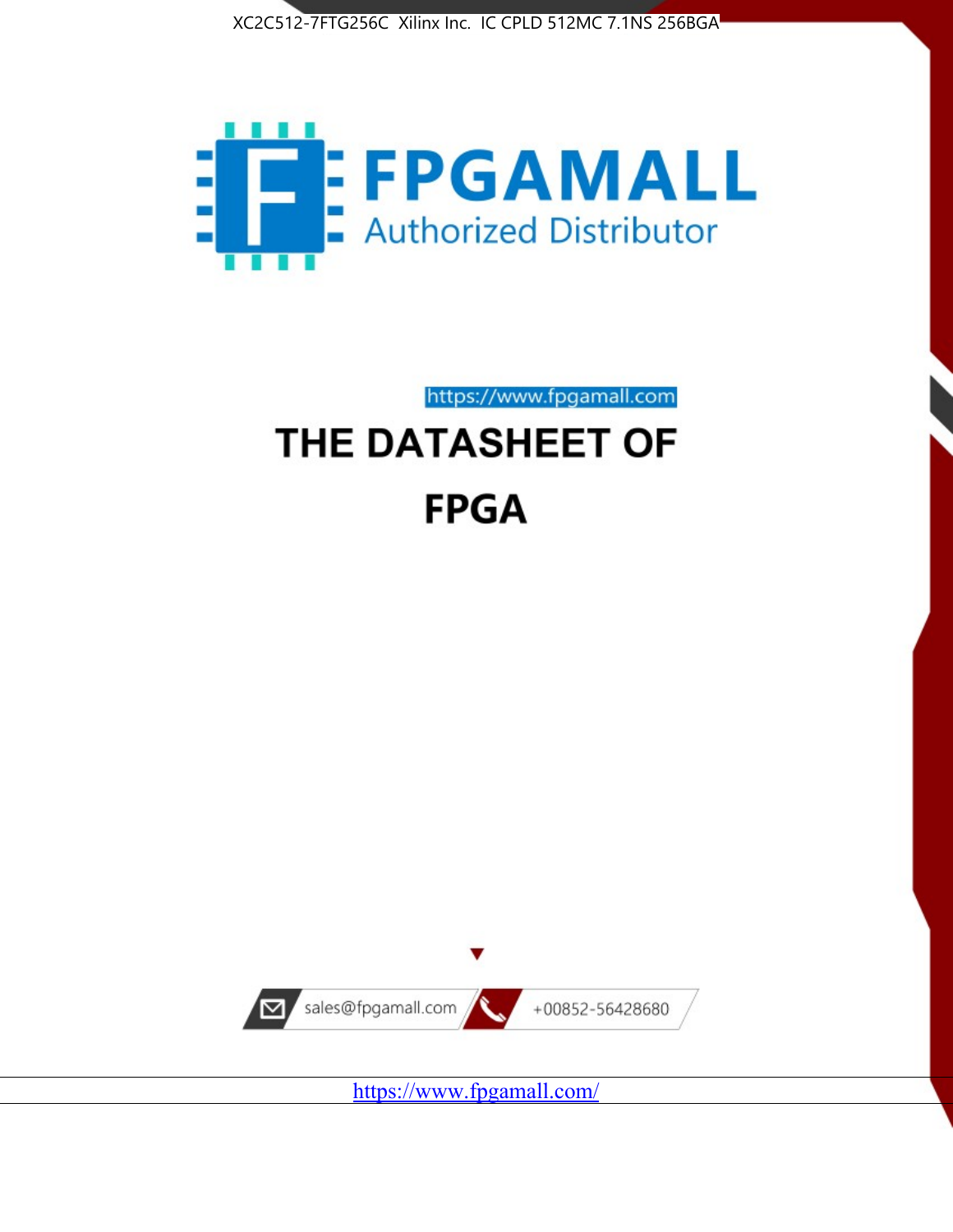XC2C512-7FTG256C Xilinx Inc. IC CPLD 512MC 7.1NS 256BGA

FPGAMALL

Authorized Distributor

https://www.fpgamall.com

# THE DATASHEET OF

# FPGA

sales@fpgamall.com

+00852-56428680

https://www.fpgamall.com/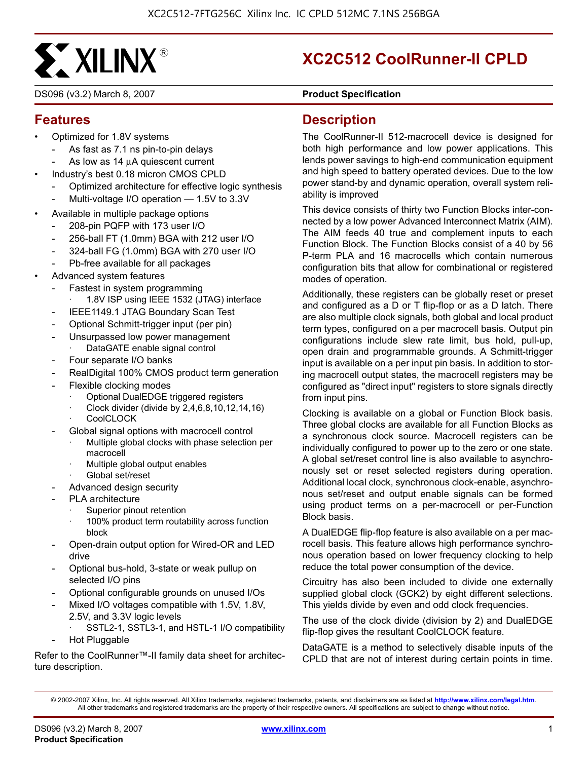# XC2C512 CoolRunner-II CPLD

DS096 (v3.2) March 8, 2007 **Product Specification**

## Features

- Optimized for 1.8V systems
  - As fast as 7.1 ns pin-to-pin delays
  - As low as 14 µA quiescent current
- Industry's best 0.18 micron CMOS CPLD
  - Optimized architecture for effective logic synthesis
  - Multi-voltage I/O operation — 1.5V to 3.3V
- Available in multiple package options
  - 208-pin PQFP with 173 user I/O
  - 256-ball FT (1.0mm) BGA with 212 user I/O
  - 324-ball FG (1.0mm) BGA with 270 user I/O
  - Pb-free available for all packages
- Advanced system features
  - Fastest in system programming
    - 1.8V ISP using IEEE 1532 (JTAG) interface
  - IEEE1149.1 JTAG Boundary Scan Test
  - Optional Schmitt-trigger input (per pin)
  - Unsurpassed low power management
    - DataGATE enable signal control
  - Four separate I/O banks
  - RealDigital 100% CMOS product term generation
  - Flexible clocking modes
    - Optional DualEDGE triggered registers
    - Clock divider (divide by 2,4,6,8,10,12,14,16)
    - CoolCLOCK
  - Global signal options with macrocell control
    - Multiple global clocks with phase selection per macrocell
    - Multiple global output enables
    - Global set/reset
  - Advanced design security
  - PLA architecture
    - Superior pinout retention
    - 100% product term routability across function block
  - Open-drain output option for Wired-OR and LED drive
  - Optional bus-hold, 3-state or weak pullup on selected I/O pins
  - Optional configurable grounds on unused I/Os
  - Mixed I/O voltages compatible with 1.5V, 1.8V, 2.5V, and 3.3V logic levels
    - SSTL2-1, SSTL3-1, and HSTL-1 I/O compatibility
  - Hot Pluggable

Refer to the CoolRunner™-II family data sheet for architecture description.

## Description

The CoolRunner-II 512-macrocell device is designed for both high performance and low power applications. This lends power savings to high-end communication equipment and high speed to battery operated devices. Due to the low power stand-by and dynamic operation, overall system reliability is improved

This device consists of thirty two Function Blocks inter-connected by a low power Advanced Interconnect Matrix (AIM). The AIM feeds 40 true and complement inputs to each Function Block. The Function Blocks consist of a 40 by 56 P-term PLA and 16 macrocells which contain numerous configuration bits that allow for combinational or registered modes of operation.

Additionally, these registers can be globally reset or preset and configured as a D or T flip-flop or as a D latch. There are also multiple clock signals, both global and local product term types, configured on a per macrocell basis. Output pin configurations include slew rate limit, bus hold, pull-up, open drain and programmable grounds. A Schmitt-trigger input is available on a per input pin basis. In addition to storing macrocell output states, the macrocell registers may be configured as "direct input" registers to store signals directly from input pins.

Clocking is available on a global or Function Block basis. Three global clocks are available for all Function Blocks as a synchronous clock source. Macrocell registers can be individually configured to power up to the zero or one state. A global set/reset control line is also available to asynchronously set or reset selected registers during operation. Additional local clock, synchronous clock-enable, asynchronous set/reset and output enable signals can be formed using product terms on a per-macrocell or per-Function Block basis.

A DualEDGE flip-flop feature is also available on a per macrocell basis. This feature allows high performance synchronous operation based on lower frequency clocking to help reduce the total power consumption of the device.

Circuitry has also been included to divide one externally supplied global clock (GCK2) by eight different selections. This yields divide by even and odd clock frequencies.

The use of the clock divide (division by 2) and DualEDGE flip-flop gives the resultant CoolCLOCK feature.

DataGATE is a method to selectively disable inputs of the CPLD that are not of interest during certain points in time.

© 2002-2007 Xilinx, Inc. All rights reserved. All Xilinx trademarks, registered trademarks, patents, and disclaimers are as listed at http://www.xilinx.com/legal.htm. All other trademarks and registered trademarks are the property of their respective owners. All specifications are subject to change without notice.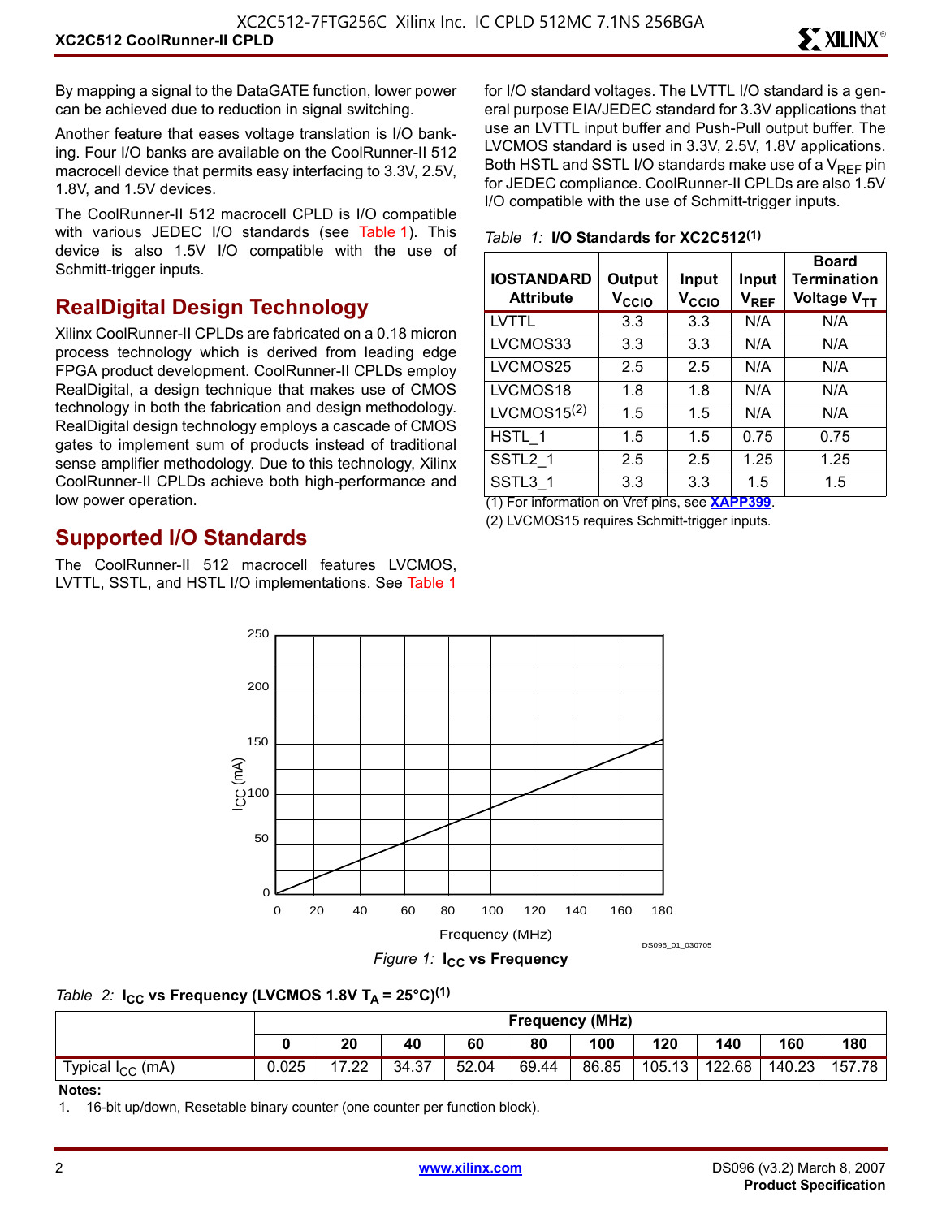By mapping a signal to the DataGATE function, lower power can be achieved due to reduction in signal switching.

Another feature that eases voltage translation is I/O banking. Four I/O banks are available on the CoolRunner-II 512 macrocell device that permits easy interfacing to 3.3V, 2.5V, 1.8V, and 1.5V devices.

The CoolRunner-II 512 macrocell CPLD is I/O compatible with various JEDEC I/O standards (see Table 1). This device is also 1.5V I/O compatible with the use of Schmitt-trigger inputs.

## RealDigital Design Technology

Xilinx CoolRunner-II CPLDs are fabricated on a 0.18 micron process technology which is derived from leading edge FPGA product development. CoolRunner-II CPLDs employ RealDigital, a design technique that makes use of CMOS technology in both the fabrication and design methodology. RealDigital design technology employs a cascade of CMOS gates to implement sum of products instead of traditional sense amplifier methodology. Due to this technology, Xilinx CoolRunner-II CPLDs achieve both high-performance and low power operation.

## Supported I/O Standards

The CoolRunner-II 512 macrocell features LVCMOS, LVTTL, SSTL, and HSTL I/O implementations. See Table 1 for I/O standard voltages. The LVTTL I/O standard is a general purpose EIA/JEDEC standard for 3.3V applications that use an LVTTL input buffer and Push-Pull output buffer. The LVCMOS standard is used in 3.3V, 2.5V, 1.8V applications. Both HSTL and SSTL I/O standards make use of a $V_{REF}$ pin for JEDEC compliance. CoolRunner-II CPLDs are also 1.5V I/O compatible with the use of Schmitt-trigger inputs.

*Table 1:* **I/O Standards for XC2C512(1)**

| IOSTANDARD Attribute | Output $V_{CCIO}$ | Input $V_{CCIO}$ | Input $V_{REF}$ | Board Termination Voltage $V_{TT}$ |
|---|---|---|---|---|
| LVTTL | 3.3 | 3.3 | N/A | N/A |
| LVCMOS33 | 3.3 | 3.3 | N/A | N/A |
| LVCMOS25 | 2.5 | 2.5 | N/A | N/A |
| LVCMOS18 | 1.8 | 1.8 | N/A | N/A |
| LVCMOS15(2) | 1.5 | 1.5 | N/A | N/A |
| HSTL_1 | 1.5 | 1.5 | 0.75 | 0.75 |
| SSTL2_1 | 2.5 | 2.5 | 1.25 | 1.25 |
| SSTL3_1 | 3.3 | 3.3 | 1.5 | 1.5 |

(1) For information on Vref pins, see **XAPP399**.

(2) LVCMOS15 requires Schmitt-trigger inputs.

*Figure 1:* **$I_{CC}$ vs Frequency**

*Table 2:* **$I_{CC}$ vs Frequency (LVCMOS 1.8V $T_A$ = 25°C)(1)**

| | Frequency (MHz) | | | | | | | | | |
|---|---|---|---|---|---|---|---|---|---|---|
| | **0** | **20** | **40** | **60** | **80** | **100** | **120** | **140** | **160** | **180** |
| Typical $I_{CC}$ (mA) | 0.025 | 17.22 | 34.37 | 52.04 | 69.44 | 86.85 | 105.13 | 122.68 | 140.23 | 157.78 |

**Notes:**

1. 16-bit up/down, Resetable binary counter (one counter per function block).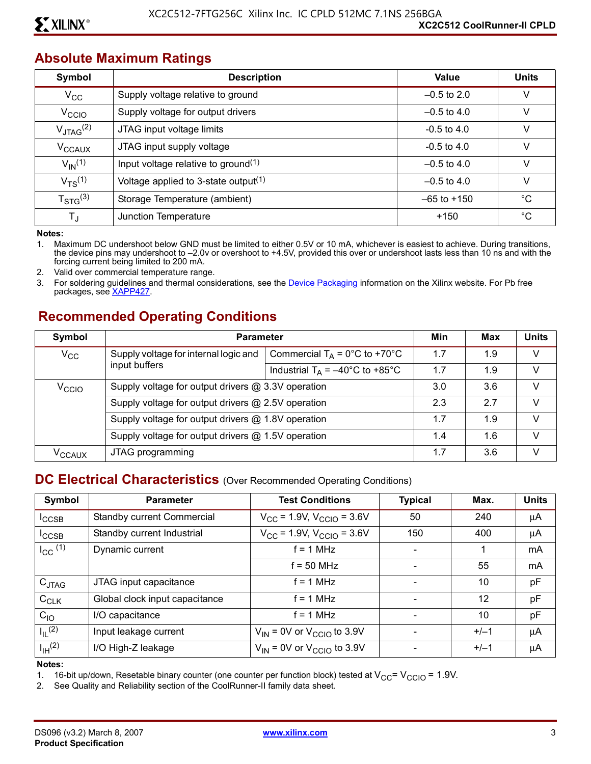## Absolute Maximum Ratings

| Symbol | Description | Value | Units |
|---|---|---|---|
| $V_{CC}$ | Supply voltage relative to ground | –0.5 to 2.0 | V |
| $V_{CCIO}$ | Supply voltage for output drivers | –0.5 to 4.0 | V |
| $V_{JTAG}$[2] | JTAG input voltage limits | -0.5 to 4.0 | V |
| $V_{CCAUX}$ | JTAG input supply voltage | -0.5 to 4.0 | V |
| $V_{IN}$[1] | Input voltage relative to ground[1] | –0.5 to 4.0 | V |
| $V_{TS}$[1] | Voltage applied to 3-state output[1] | –0.5 to 4.0 | V |
| $T_{STG}$[3] | Storage Temperature (ambient) | –65 to +150 | °C |
| $T_J$ | Junction Temperature | +150 | °C |

**Notes:**

1. Maximum DC undershoot below GND must be limited to either 0.5V or 10 mA, whichever is easiest to achieve. During transitions, the device pins may undershoot to –2.0v or overshoot to +4.5V, provided this over or undershoot lasts less than 10 ns and with the forcing current being limited to 200 mA.
2. Valid over commercial temperature range.
3. For soldering guidelines and thermal considerations, see the Device Packaging information on the Xilinx website. For Pb free packages, see XAPP427.

## Recommended Operating Conditions

| Symbol | Parameter | | Min | Max | Units |
|---|---|---|---|---|---|
| $V_{CC}$ | Supply voltage for internal logic and input buffers | Commercial $T_A$ = 0°C to +70°C | 1.7 | 1.9 | V |
| | | Industrial $T_A$ = –40°C to +85°C | 1.7 | 1.9 | V |
| $V_{CCIO}$ | Supply voltage for output drivers @ 3.3V operation | | 3.0 | 3.6 | V |
| | Supply voltage for output drivers @ 2.5V operation | | 2.3 | 2.7 | V |
| | Supply voltage for output drivers @ 1.8V operation | | 1.7 | 1.9 | V |
| | Supply voltage for output drivers @ 1.5V operation | | 1.4 | 1.6 | V |
| $V_{CCAUX}$ | JTAG programming | | 1.7 | 3.6 | V |

## DC Electrical Characteristics (Over Recommended Operating Conditions)

| Symbol | Parameter | Test Conditions | Typical | Max. | Units |
|---|---|---|---|---|---|
| $I_{CCSB}$ | Standby current Commercial | $V_{CC}$ = 1.9V, $V_{CCIO}$ = 3.6V | 50 | 240 | µA |
| $I_{CCSB}$ | Standby current Industrial | $V_{CC}$ = 1.9V, $V_{CCIO}$ = 3.6V | 150 | 400 | µA |
| $I_{CC}$[1] | Dynamic current | f = 1 MHz | - | 1 | mA |
| | | f = 50 MHz | - | 55 | mA |
| $C_{JTAG}$ | JTAG input capacitance | f = 1 MHz | - | 10 | pF |
| $C_{CLK}$ | Global clock input capacitance | f = 1 MHz | - | 12 | pF |
| $C_{IO}$ | I/O capacitance | f = 1 MHz | - | 10 | pF |
| $I_{IL}$[2] | Input leakage current | $V_{IN}$ = 0V or $V_{CCIO}$ to 3.9V | - | +/–1 | µA |
| $I_{IH}$[2] | I/O High-Z leakage | $V_{IN}$ = 0V or $V_{CCIO}$ to 3.9V | - | +/–1 | µA |

**Notes:**

1. 16-bit up/down, Resetable binary counter (one counter per function block) tested at $V_{CC}$= $V_{CCIO}$ = 1.9V.
2. See Quality and Reliability section of the CoolRunner-II family data sheet.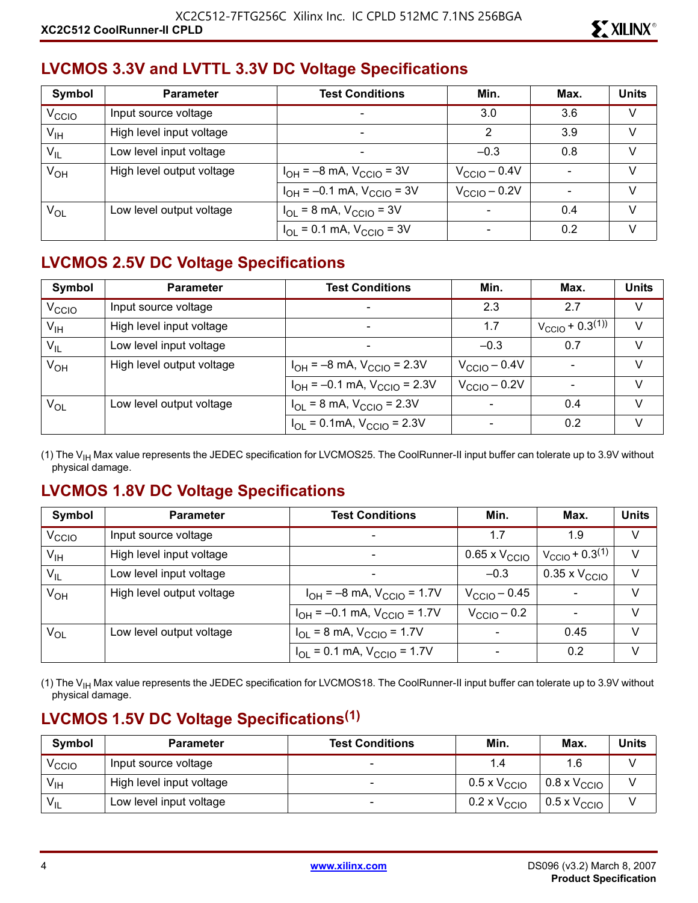## LVCMOS 3.3V and LVTTL 3.3V DC Voltage Specifications

| Symbol | Parameter | Test Conditions | Min. | Max. | Units |
|---|---|---|---|---|---|
| $V_{CCIO}$ | Input source voltage | - | 3.0 | 3.6 | V |
| $V_{IH}$ | High level input voltage | - | 2 | 3.9 | V |
| $V_{IL}$ | Low level input voltage | - | –0.3 | 0.8 | V |
| $V_{OH}$ | High level output voltage | $I_{OH}$ = –8 mA, $V_{CCIO}$ = 3V | $V_{CCIO}$ – 0.4V | - | V |
| | | $I_{OH}$ = –0.1 mA, $V_{CCIO}$ = 3V | $V_{CCIO}$ – 0.2V | - | V |
| $V_{OL}$ | Low level output voltage | $I_{OL}$ = 8 mA, $V_{CCIO}$ = 3V | - | 0.4 | V |
| | | $I_{OL}$ = 0.1 mA, $V_{CCIO}$ = 3V | - | 0.2 | V |

## LVCMOS 2.5V DC Voltage Specifications

| Symbol | Parameter | Test Conditions | Min. | Max. | Units |
|---|---|---|---|---|---|
| $V_{CCIO}$ | Input source voltage | - | 2.3 | 2.7 | V |
| $V_{IH}$ | High level input voltage | - | 1.7 | $V_{CCIO}$ + 0.3[(1)] | V |
| $V_{IL}$ | Low level input voltage | - | –0.3 | 0.7 | V |
| $V_{OH}$ | High level output voltage | $I_{OH}$ = –8 mA, $V_{CCIO}$ = 2.3V | $V_{CCIO}$ – 0.4V | - | V |
| | | $I_{OH}$ = –0.1 mA, $V_{CCIO}$ = 2.3V | $V_{CCIO}$ – 0.2V | - | V |
| $V_{OL}$ | Low level output voltage | $I_{OL}$ = 8 mA, $V_{CCIO}$ = 2.3V | - | 0.4 | V |
| | | $I_{OL}$ = 0.1mA, $V_{CCIO}$ = 2.3V | - | 0.2 | V |

(1) The $V_{IH}$ Max value represents the JEDEC specification for LVCMOS25. The CoolRunner-II input buffer can tolerate up to 3.9V without physical damage.

## LVCMOS 1.8V DC Voltage Specifications

| Symbol | Parameter | Test Conditions | Min. | Max. | Units |
|---|---|---|---|---|---|
| $V_{CCIO}$ | Input source voltage | - | 1.7 | 1.9 | V |
| $V_{IH}$ | High level input voltage | - | 0.65 x $V_{CCIO}$ | $V_{CCIO}$ + 0.3[(1)] | V |
| $V_{IL}$ | Low level input voltage | - | –0.3 | 0.35 x $V_{CCIO}$ | V |
| $V_{OH}$ | High level output voltage | $I_{OH}$ = –8 mA, $V_{CCIO}$ = 1.7V | $V_{CCIO}$ – 0.45 | - | V |
| | | $I_{OH}$ = –0.1 mA, $V_{CCIO}$ = 1.7V | $V_{CCIO}$ – 0.2 | - | V |
| $V_{OL}$ | Low level output voltage | $I_{OL}$ = 8 mA, $V_{CCIO}$ = 1.7V | - | 0.45 | V |
| | | $I_{OL}$ = 0.1 mA, $V_{CCIO}$ = 1.7V | - | 0.2 | V |

(1) The $V_{IH}$ Max value represents the JEDEC specification for LVCMOS18. The CoolRunner-II input buffer can tolerate up to 3.9V without physical damage.

## LVCMOS 1.5V DC Voltage Specifications[(1)]

| Symbol | Parameter | Test Conditions | Min. | Max. | Units |
|---|---|---|---|---|---|
| $V_{CCIO}$ | Input source voltage | - | 1.4 | 1.6 | V |
| $V_{IH}$ | High level input voltage | - | 0.5 x $V_{CCIO}$ | 0.8 x $V_{CCIO}$ | V |
| $V_{IL}$ | Low level input voltage | - | 0.2 x $V_{CCIO}$ | 0.5 x $V_{CCIO}$ | V |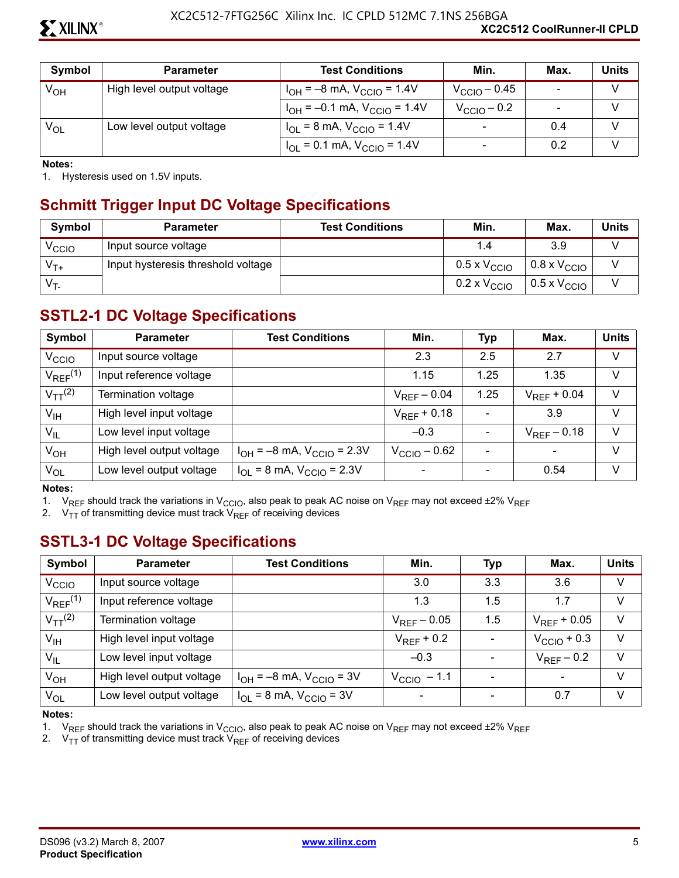| Symbol | Parameter | Test Conditions | Min. | Max. | Units |
|---|---|---|---|---|---|
| $V_{OH}$ | High level output voltage | $I_{OH}$ = –8 mA, $V_{CCIO}$ = 1.4V | $V_{CCIO}$ – 0.45 | - | V |
| | | $I_{OH}$ = –0.1 mA, $V_{CCIO}$ = 1.4V | $V_{CCIO}$ – 0.2 | - | V |
| $V_{OL}$ | Low level output voltage | $I_{OL}$ = 8 mA, $V_{CCIO}$ = 1.4V | - | 0.4 | V |
| | | $I_{OL}$ = 0.1 mA, $V_{CCIO}$ = 1.4V | - | 0.2 | V |

**Notes:**

1. Hysteresis used on 1.5V inputs.

## Schmitt Trigger Input DC Voltage Specifications

| Symbol | Parameter | Test Conditions | Min. | Max. | Units |
|---|---|---|---|---|---|
| $V_{CCIO}$ | Input source voltage | | 1.4 | 3.9 | V |
| $V_{T+}$ | Input hysteresis threshold voltage | | 0.5 x $V_{CCIO}$ | 0.8 x $V_{CCIO}$ | V |
| $V_{T-}$ | | | 0.2 x $V_{CCIO}$ | 0.5 x $V_{CCIO}$ | V |

## SSTL2-1 DC Voltage Specifications

| Symbol | Parameter | Test Conditions | Min. | Typ | Max. | Units |
|---|---|---|---|---|---|---|
| $V_{CCIO}$ | Input source voltage | | 2.3 | 2.5 | 2.7 | V |
| $V_{REF}$(1) | Input reference voltage | | 1.15 | 1.25 | 1.35 | V |
| $V_{TT}$(2) | Termination voltage | | $V_{REF}$ – 0.04 | 1.25 | $V_{REF}$ + 0.04 | V |
| $V_{IH}$ | High level input voltage | | $V_{REF}$ + 0.18 | - | 3.9 | V |
| $V_{IL}$ | Low level input voltage | | –0.3 | - | $V_{REF}$ – 0.18 | V |
| $V_{OH}$ | High level output voltage | $I_{OH}$ = –8 mA, $V_{CCIO}$ = 2.3V | $V_{CCIO}$ – 0.62 | - | - | V |
| $V_{OL}$ | Low level output voltage | $I_{OL}$ = 8 mA, $V_{CCIO}$ = 2.3V | - | - | 0.54 | V |

**Notes:**

1. $V_{REF}$ should track the variations in $V_{CCIO}$, also peak to peak AC noise on $V_{REF}$ may not exceed ±2% $V_{REF}$
2. $V_{TT}$ of transmitting device must track $V_{REF}$ of receiving devices

## SSTL3-1 DC Voltage Specifications

| Symbol | Parameter | Test Conditions | Min. | Typ | Max. | Units |
|---|---|---|---|---|---|---|
| $V_{CCIO}$ | Input source voltage | | 3.0 | 3.3 | 3.6 | V |
| $V_{REF}$(1) | Input reference voltage | | 1.3 | 1.5 | 1.7 | V |
| $V_{TT}$(2) | Termination voltage | | $V_{REF}$ – 0.05 | 1.5 | $V_{REF}$ + 0.05 | V |
| $V_{IH}$ | High level input voltage | | $V_{REF}$ + 0.2 | - | $V_{CCIO}$ + 0.3 | V |
| $V_{IL}$ | Low level input voltage | | –0.3 | - | $V_{REF}$ – 0.2 | V |
| $V_{OH}$ | High level output voltage | $I_{OH}$ = –8 mA, $V_{CCIO}$ = 3V | $V_{CCIO}$ – 1.1 | - | - | V |
| $V_{OL}$ | Low level output voltage | $I_{OL}$ = 8 mA, $V_{CCIO}$ = 3V | - | - | 0.7 | V |

**Notes:**

1. $V_{REF}$ should track the variations in $V_{CCIO}$, also peak to peak AC noise on $V_{REF}$ may not exceed ±2% $V_{REF}$
2. $V_{TT}$ of transmitting device must track $V_{REF}$ of receiving devices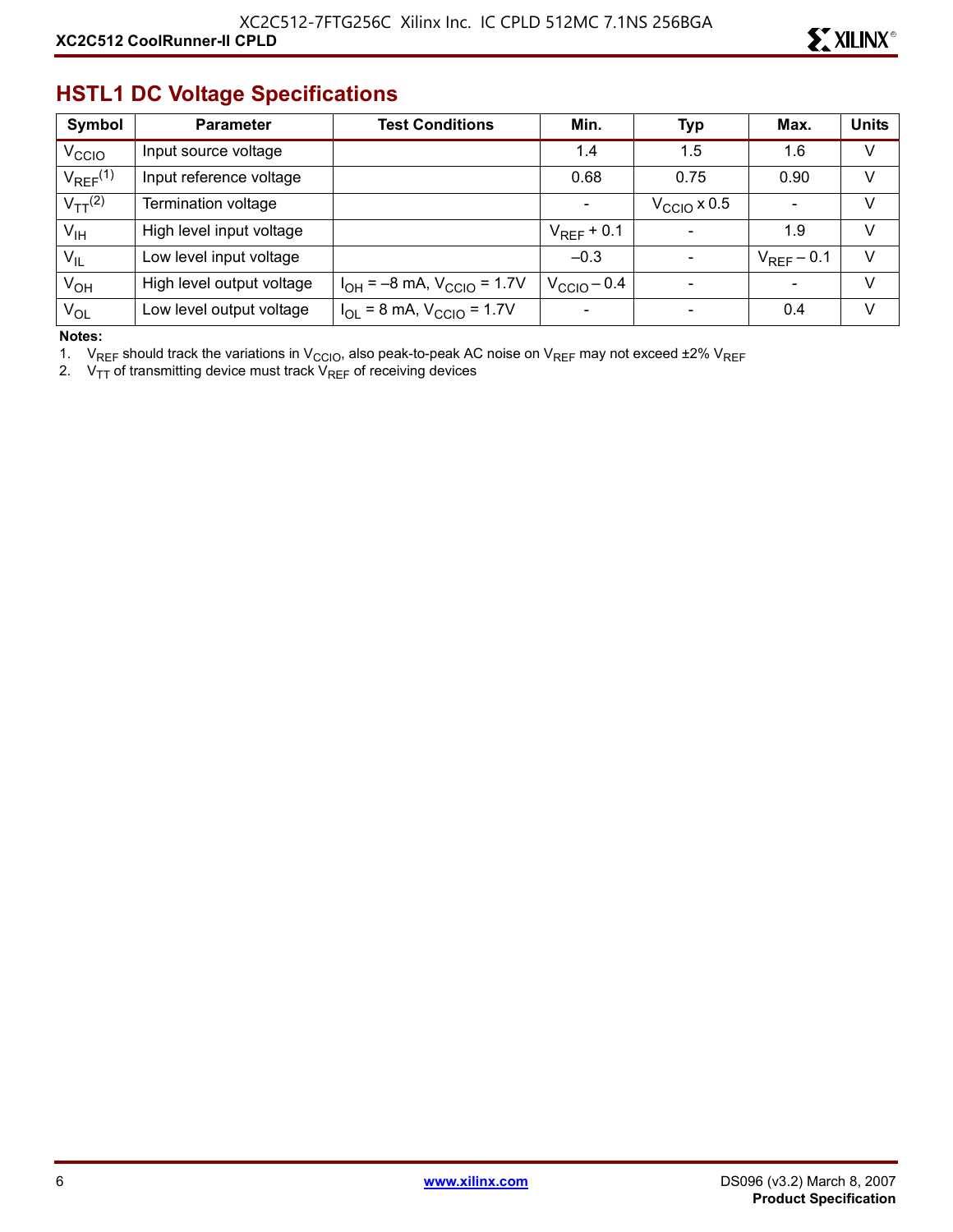## HSTL1 DC Voltage Specifications

| Symbol | Parameter | Test Conditions | Min. | Typ | Max. | Units |
|---|---|---|---|---|---|---|
| $V_{CCIO}$ | Input source voltage | | 1.4 | 1.5 | 1.6 | V |
| $V_{REF}$[1] | Input reference voltage | | 0.68 | 0.75 | 0.90 | V |
| $V_{TT}$[2] | Termination voltage | | - | $V_{CCIO}$ x 0.5 | - | V |
| $V_{IH}$ | High level input voltage | | $V_{REF}$ + 0.1 | - | 1.9 | V |
| $V_{IL}$ | Low level input voltage | | –0.3 | - | $V_{REF}$ – 0.1 | V |
| $V_{OH}$ | High level output voltage | $I_{OH}$ = –8 mA, $V_{CCIO}$ = 1.7V | $V_{CCIO}$ – 0.4 | - | - | V |
| $V_{OL}$ | Low level output voltage | $I_{OL}$ = 8 mA, $V_{CCIO}$ = 1.7V | - | - | 0.4 | V |

**Notes:**

1. $V_{REF}$ should track the variations in $V_{CCIO}$, also peak-to-peak AC noise on $V_{REF}$ may not exceed ±2% $V_{REF}$
2. $V_{TT}$ of transmitting device must track $V_{REF}$ of receiving devices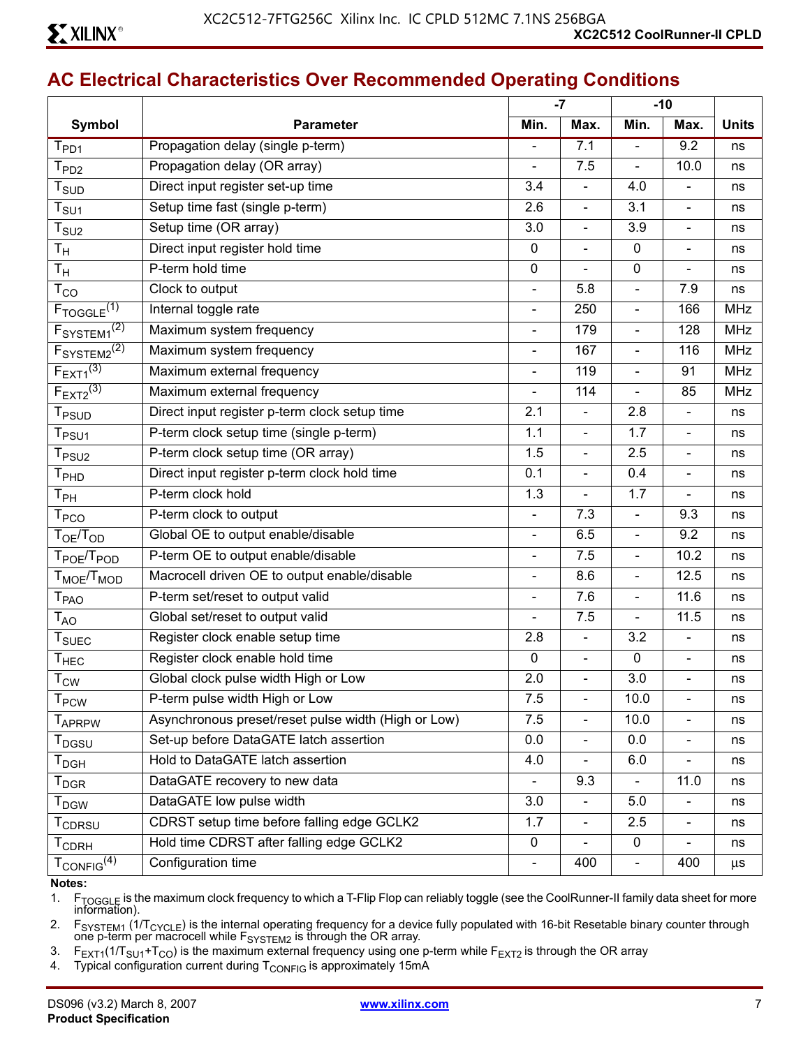## AC Electrical Characteristics Over Recommended Operating Conditions

| Symbol | Parameter | -7 | | -10 | | Units |
|---|---|---|---|---|---|---|
| | | Min. | Max. | Min. | Max. | |
| $T_{PD1}$ | Propagation delay (single p-term) | - | 7.1 | - | 9.2 | ns |
| $T_{PD2}$ | Propagation delay (OR array) | - | 7.5 | - | 10.0 | ns |
| $T_{SUD}$ | Direct input register set-up time | 3.4 | - | 4.0 | - | ns |
| $T_{SU1}$ | Setup time fast (single p-term) | 2.6 | - | 3.1 | - | ns |
| $T_{SU2}$ | Setup time (OR array) | 3.0 | - | 3.9 | - | ns |
| $T_H$ | Direct input register hold time | 0 | - | 0 | - | ns |
| $T_H$ | P-term hold time | 0 | - | 0 | - | ns |
| $T_{CO}$ | Clock to output | - | 5.8 | - | 7.9 | ns |
| $F_{TOGGLE}$(1) | Internal toggle rate | - | 250 | - | 166 | MHz |
| $F_{SYSTEM1}$(2) | Maximum system frequency | - | 179 | - | 128 | MHz |
| $F_{SYSTEM2}$(2) | Maximum system frequency | - | 167 | - | 116 | MHz |
| $F_{EXT1}$(3) | Maximum external frequency | - | 119 | - | 91 | MHz |
| $F_{EXT2}$(3) | Maximum external frequency | - | 114 | - | 85 | MHz |
| $T_{PSUD}$ | Direct input register p-term clock setup time | 2.1 | - | 2.8 | - | ns |
| $T_{PSU1}$ | P-term clock setup time (single p-term) | 1.1 | - | 1.7 | - | ns |
| $T_{PSU2}$ | P-term clock setup time (OR array) | 1.5 | - | 2.5 | - | ns |
| $T_{PHD}$ | Direct input register p-term clock hold time | 0.1 | - | 0.4 | - | ns |
| $T_{PH}$ | P-term clock hold | 1.3 | - | 1.7 | - | ns |
| $T_{PCO}$ | P-term clock to output | - | 7.3 | - | 9.3 | ns |
| $T_{OE}/T_{OD}$ | Global OE to output enable/disable | - | 6.5 | - | 9.2 | ns |
| $T_{POE}/T_{POD}$ | P-term OE to output enable/disable | - | 7.5 | - | 10.2 | ns |
| $T_{MOE}/T_{MOD}$ | Macrocell driven OE to output enable/disable | - | 8.6 | - | 12.5 | ns |
| $T_{PAO}$ | P-term set/reset to output valid | - | 7.6 | - | 11.6 | ns |
| $T_{AO}$ | Global set/reset to output valid | - | 7.5 | - | 11.5 | ns |
| $T_{SUEC}$ | Register clock enable setup time | 2.8 | - | 3.2 | - | ns |
| $T_{HEC}$ | Register clock enable hold time | 0 | - | 0 | - | ns |
| $T_{CW}$ | Global clock pulse width High or Low | 2.0 | - | 3.0 | - | ns |
| $T_{PCW}$ | P-term pulse width High or Low | 7.5 | - | 10.0 | - | ns |
| $T_{APRPW}$ | Asynchronous preset/reset pulse width (High or Low) | 7.5 | - | 10.0 | - | ns |
| $T_{DGSU}$ | Set-up before DataGATE latch assertion | 0.0 | - | 0.0 | - | ns |
| $T_{DGH}$ | Hold to DataGATE latch assertion | 4.0 | - | 6.0 | - | ns |
| $T_{DGR}$ | DataGATE recovery to new data | - | 9.3 | - | 11.0 | ns |
| $T_{DGW}$ | DataGATE low pulse width | 3.0 | - | 5.0 | - | ns |
| $T_{CDRSU}$ | CDRST setup time before falling edge GCLK2 | 1.7 | - | 2.5 | - | ns |
| $T_{CDRH}$ | Hold time CDRST after falling edge GCLK2 | 0 | - | 0 | - | ns |
| $T_{CONFIG}$(4) | Configuration time | - | 400 | - | 400 | µs |

**Notes:**

1. $F_{TOGGLE}$ is the maximum clock frequency to which a T-Flip Flop can reliably toggle (see the CoolRunner-II family data sheet for more information).
2. $F_{SYSTEM1}$ ($1/T_{CYCLE}$) is the internal operating frequency for a device fully populated with 16-bit Resetable binary counter through one p-term per macrocell while $F_{SYSTEM2}$ is through the OR array.
3. $F_{EXT1}$ ($1/T_{SU1}+T_{CO}$) is the maximum external frequency using one p-term while $F_{EXT2}$ is through the OR array
4. Typical configuration current during $T_{CONFIG}$ is approximately 15mA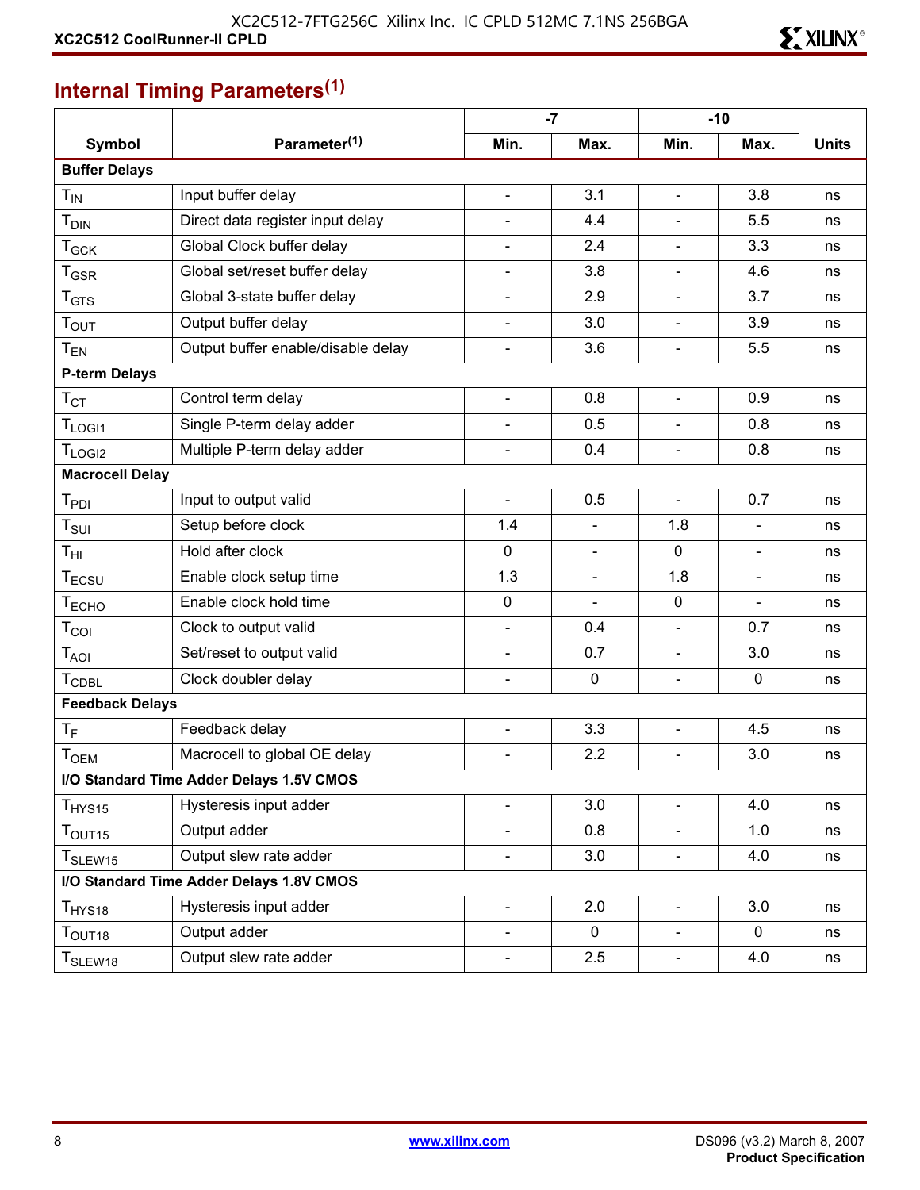## Internal Timing Parameters[1]

| Symbol | Parameter[1] | -7 | | -10 | | Units |
|---|---|---|---|---|---|---|
| | | Min. | Max. | Min. | Max. | |
| **Buffer Delays** | | | | | | |
| $T_{IN}$ | Input buffer delay | - | 3.1 | - | 3.8 | ns |
| $T_{DIN}$ | Direct data register input delay | - | 4.4 | - | 5.5 | ns |
| $T_{GCK}$ | Global Clock buffer delay | - | 2.4 | - | 3.3 | ns |
| $T_{GSR}$ | Global set/reset buffer delay | - | 3.8 | - | 4.6 | ns |
| $T_{GTS}$ | Global 3-state buffer delay | - | 2.9 | - | 3.7 | ns |
| $T_{OUT}$ | Output buffer delay | - | 3.0 | - | 3.9 | ns |
| $T_{EN}$ | Output buffer enable/disable delay | - | 3.6 | - | 5.5 | ns |
| **P-term Delays** | | | | | | |
| $T_{CT}$ | Control term delay | - | 0.8 | - | 0.9 | ns |
| $T_{LOGI1}$ | Single P-term delay adder | - | 0.5 | - | 0.8 | ns |
| $T_{LOGI2}$ | Multiple P-term delay adder | - | 0.4 | - | 0.8 | ns |
| **Macrocell Delay** | | | | | | |
| $T_{PDI}$ | Input to output valid | - | 0.5 | - | 0.7 | ns |
| $T_{SUI}$ | Setup before clock | 1.4 | - | 1.8 | - | ns |
| $T_{HI}$ | Hold after clock | 0 | - | 0 | - | ns |
| $T_{ECSU}$ | Enable clock setup time | 1.3 | - | 1.8 | - | ns |
| $T_{ECHO}$ | Enable clock hold time | 0 | - | 0 | - | ns |
| $T_{COI}$ | Clock to output valid | - | 0.4 | - | 0.7 | ns |
| $T_{AOI}$ | Set/reset to output valid | - | 0.7 | - | 3.0 | ns |
| $T_{CDBL}$ | Clock doubler delay | - | 0 | - | 0 | ns |
| **Feedback Delays** | | | | | | |
| $T_F$ | Feedback delay | - | 3.3 | - | 4.5 | ns |
| $T_{OEM}$ | Macrocell to global OE delay | - | 2.2 | - | 3.0 | ns |
| **I/O Standard Time Adder Delays 1.5V CMOS** | | | | | | |
| $T_{HYS15}$ | Hysteresis input adder | - | 3.0 | - | 4.0 | ns |
| $T_{OUT15}$ | Output adder | - | 0.8 | - | 1.0 | ns |
| $T_{SLEW15}$ | Output slew rate adder | - | 3.0 | - | 4.0 | ns |
| **I/O Standard Time Adder Delays 1.8V CMOS** | | | | | | |
| $T_{HYS18}$ | Hysteresis input adder | - | 2.0 | - | 3.0 | ns |
| $T_{OUT18}$ | Output adder | - | 0 | - | 0 | ns |
| $T_{SLEW18}$ | Output slew rate adder | - | 2.5 | - | 4.0 | ns |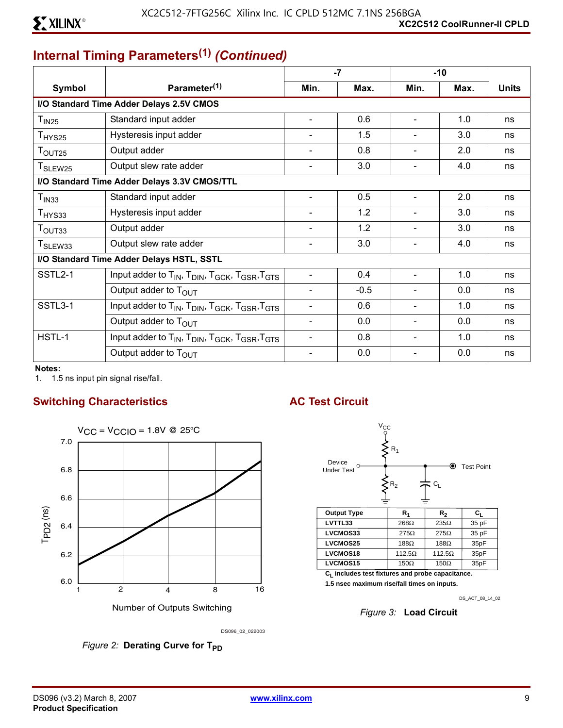## Internal Timing Parameters[1] *(Continued)*

| Symbol | Parameter[1] | -7 | | -10 | | Units |
|---|---|---|---|---|---|---|
| | | Min. | Max. | Min. | Max. | |
| **I/O Standard Time Adder Delays 2.5V CMOS** | | | | | | |
| $T_{IN25}$ | Standard input adder | - | 0.6 | - | 1.0 | ns |
| $T_{HYS25}$ | Hysteresis input adder | - | 1.5 | - | 3.0 | ns |
| $T_{OUT25}$ | Output adder | - | 0.8 | - | 2.0 | ns |
| $T_{SLEW25}$ | Output slew rate adder | - | 3.0 | - | 4.0 | ns |
| **I/O Standard Time Adder Delays 3.3V CMOS/TTL** | | | | | | |
| $T_{IN33}$ | Standard input adder | - | 0.5 | - | 2.0 | ns |
| $T_{HYS33}$ | Hysteresis input adder | - | 1.2 | - | 3.0 | ns |
| $T_{OUT33}$ | Output adder | - | 1.2 | - | 3.0 | ns |
| $T_{SLEW33}$ | Output slew rate adder | - | 3.0 | - | 4.0 | ns |
| **I/O Standard Time Adder Delays HSTL, SSTL** | | | | | | |
| SSTL2-1 | Input adder to $T_{IN}$, $T_{DIN}$, $T_{GCK}$, $T_{GSR}$, $T_{GTS}$ | - | 0.4 | - | 1.0 | ns |
| | Output adder to $T_{OUT}$ | - | -0.5 | - | 0.0 | ns |
| SSTL3-1 | Input adder to $T_{IN}$, $T_{DIN}$, $T_{GCK}$, $T_{GSR}$, $T_{GTS}$ | - | 0.6 | - | 1.0 | ns |
| | Output adder to $T_{OUT}$ | - | 0.0 | - | 0.0 | ns |
| HSTL-1 | Input adder to $T_{IN}$, $T_{DIN}$, $T_{GCK}$, $T_{GSR}$, $T_{GTS}$ | - | 0.8 | - | 1.0 | ns |
| | Output adder to $T_{OUT}$ | - | 0.0 | - | 0.0 | ns |

**Notes:**
1. 1.5 ns input pin signal rise/fall.

## Switching Characteristics

$V_{CC} = V_{CCIO} = 1.8V$ @ 25°C

Figure 2: **Derating Curve for $T_{PD}$**

## AC Test Circuit

| Output Type | $R_1$ | $R_2$ | $C_L$ |
|---|---|---|---|
| LVTTL33 | 268Ω | 235Ω | 35 pF |
| LVCMOS33 | 275Ω | 275Ω | 35 pF |
| LVCMOS25 | 188Ω | 188Ω | 35pF |
| LVCMOS18 | 112.5Ω | 112.5Ω | 35pF |
| LVCMOS15 | 150Ω | 150Ω | 35pF |

$C_L$ includes test fixtures and probe capacitance.
1.5 nsec maximum rise/fall times on inputs.

Figure 3: **Load Circuit**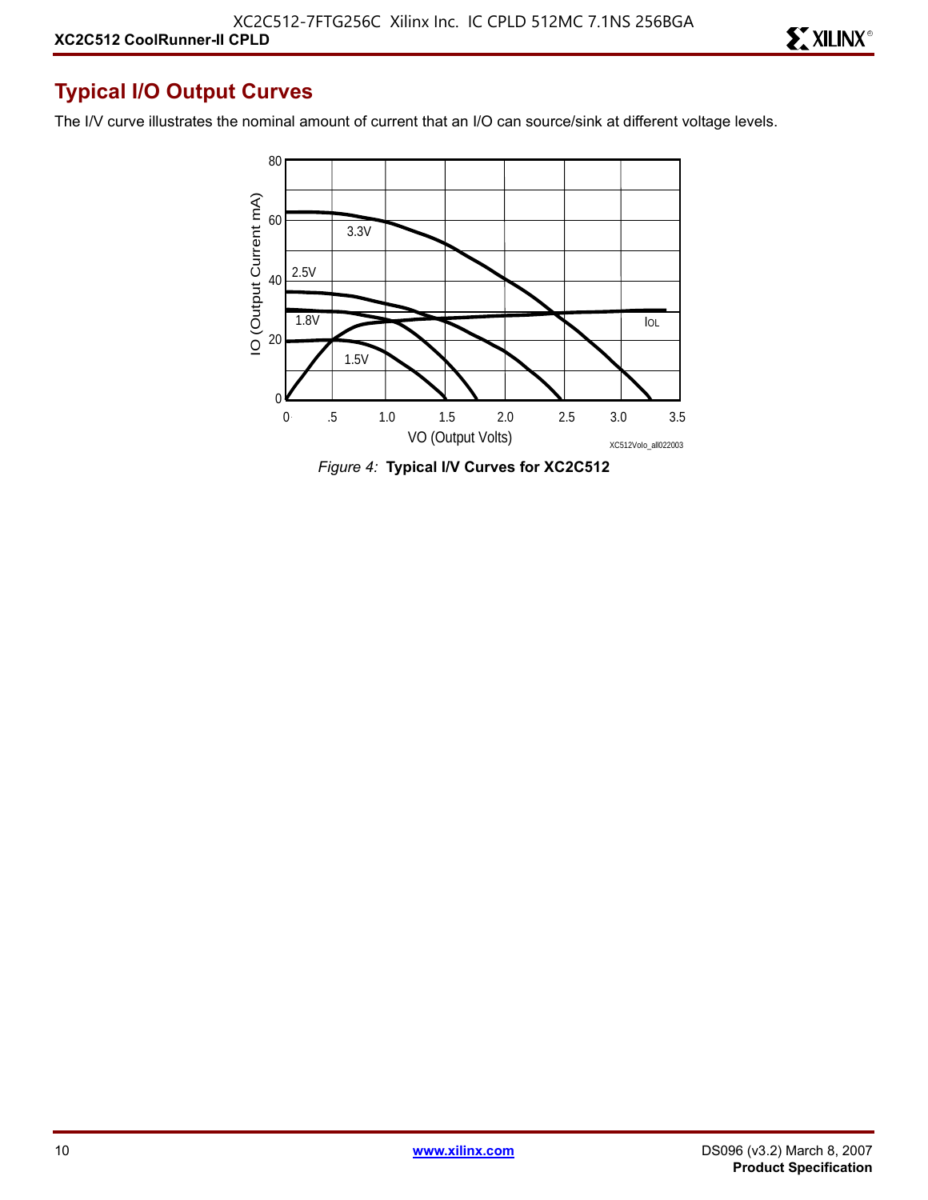## Typical I/O Output Curves

The I/V curve illustrates the nominal amount of current that an I/O can source/sink at different voltage levels.

*Figure 4:* **Typical I/V Curves for XC2C512**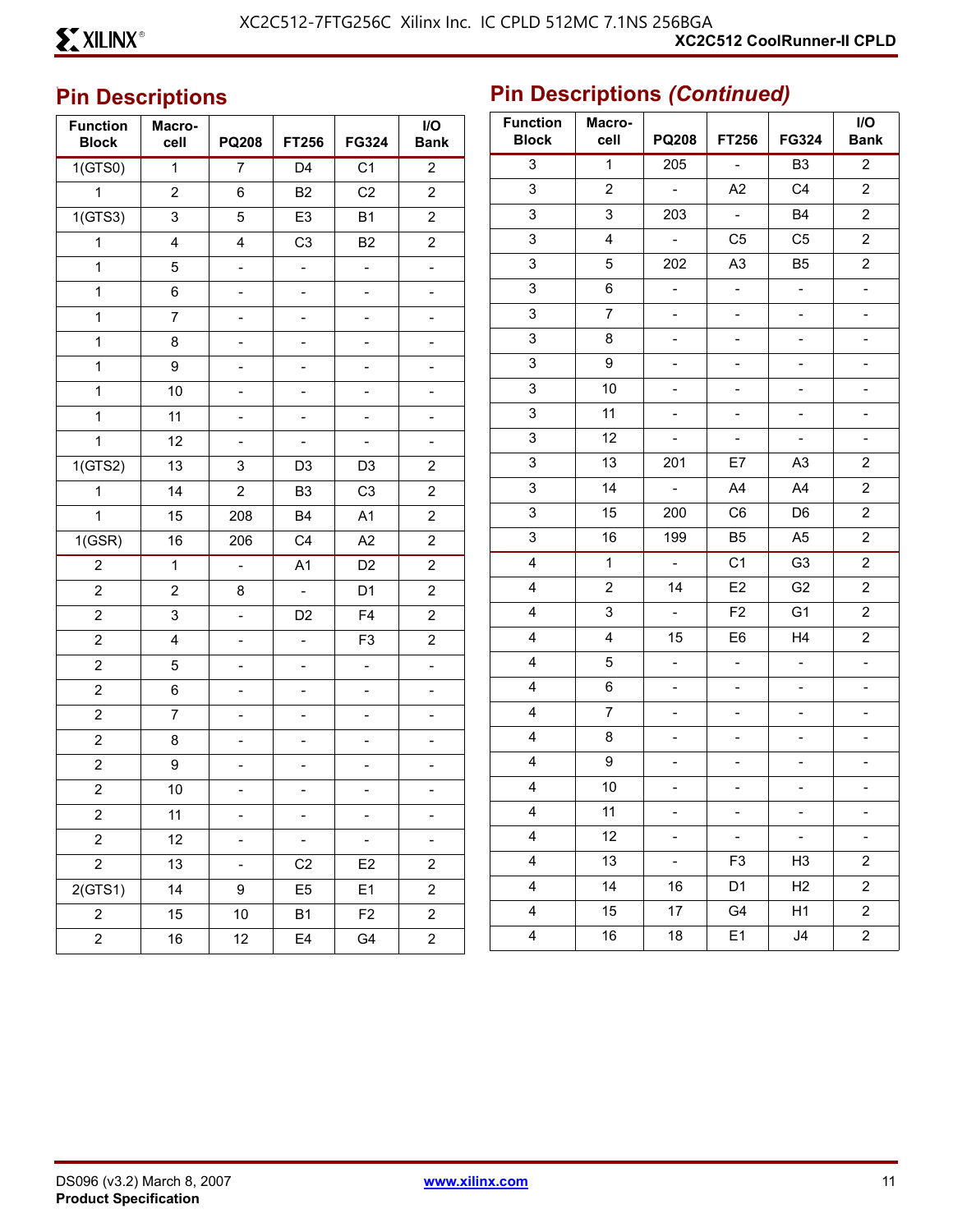## Pin Descriptions

| Function Block | Macro-cell | PQ208 | FT256 | FG324 | I/O Bank |
|---|---|---|---|---|---|
| 1(GTS0) | 1 | 7 | D4 | C1 | 2 |
| 1 | 2 | 6 | B2 | C2 | 2 |
| 1(GTS3) | 3 | 5 | E3 | B1 | 2 |
| 1 | 4 | 4 | C3 | B2 | 2 |
| 1 | 5 | - | - | - | - |
| 1 | 6 | - | - | - | - |
| 1 | 7 | - | - | - | - |
| 1 | 8 | - | - | - | - |
| 1 | 9 | - | - | - | - |
| 1 | 10 | - | - | - | - |
| 1 | 11 | - | - | - | - |
| 1 | 12 | - | - | - | - |
| 1(GTS2) | 13 | 3 | D3 | D3 | 2 |
| 1 | 14 | 2 | B3 | C3 | 2 |
| 1 | 15 | 208 | B4 | A1 | 2 |
| 1(GSR) | 16 | 206 | C4 | A2 | 2 |
| 2 | 1 | - | A1 | D2 | 2 |
| 2 | 2 | 8 | - | D1 | 2 |
| 2 | 3 | - | D2 | F4 | 2 |
| 2 | 4 | - | - | F3 | 2 |
| 2 | 5 | - | - | - | - |
| 2 | 6 | - | - | - | - |
| 2 | 7 | - | - | - | - |
| 2 | 8 | - | - | - | - |
| 2 | 9 | - | - | - | - |
| 2 | 10 | - | - | - | - |
| 2 | 11 | - | - | - | - |
| 2 | 12 | - | - | - | - |
| 2 | 13 | - | C2 | E2 | 2 |
| 2(GTS1) | 14 | 9 | E5 | E1 | 2 |
| 2 | 15 | 10 | B1 | F2 | 2 |
| 2 | 16 | 12 | E4 | G4 | 2 |

## Pin Descriptions *(Continued)*

| Function Block | Macro-cell | PQ208 | FT256 | FG324 | I/O Bank |
|---|---|---|---|---|---|
| 3 | 1 | 205 | - | B3 | 2 |
| 3 | 2 | - | A2 | C4 | 2 |
| 3 | 3 | 203 | - | B4 | 2 |
| 3 | 4 | - | C5 | C5 | 2 |
| 3 | 5 | 202 | A3 | B5 | 2 |
| 3 | 6 | - | - | - | - |
| 3 | 7 | - | - | - | - |
| 3 | 8 | - | - | - | - |
| 3 | 9 | - | - | - | - |
| 3 | 10 | - | - | - | - |
| 3 | 11 | - | - | - | - |
| 3 | 12 | - | - | - | - |
| 3 | 13 | 201 | E7 | A3 | 2 |
| 3 | 14 | - | A4 | A4 | 2 |
| 3 | 15 | 200 | C6 | D6 | 2 |
| 3 | 16 | 199 | B5 | A5 | 2 |
| 4 | 1 | - | C1 | G3 | 2 |
| 4 | 2 | 14 | E2 | G2 | 2 |
| 4 | 3 | - | F2 | G1 | 2 |
| 4 | 4 | 15 | E6 | H4 | 2 |
| 4 | 5 | - | - | - | - |
| 4 | 6 | - | - | - | - |
| 4 | 7 | - | - | - | - |
| 4 | 8 | - | - | - | - |
| 4 | 9 | - | - | - | - |
| 4 | 10 | - | - | - | - |
| 4 | 11 | - | - | - | - |
| 4 | 12 | - | - | - | - |
| 4 | 13 | - | F3 | H3 | 2 |
| 4 | 14 | 16 | D1 | H2 | 2 |
| 4 | 15 | 17 | G4 | H1 | 2 |
| 4 | 16 | 18 | E1 | J4 | 2 |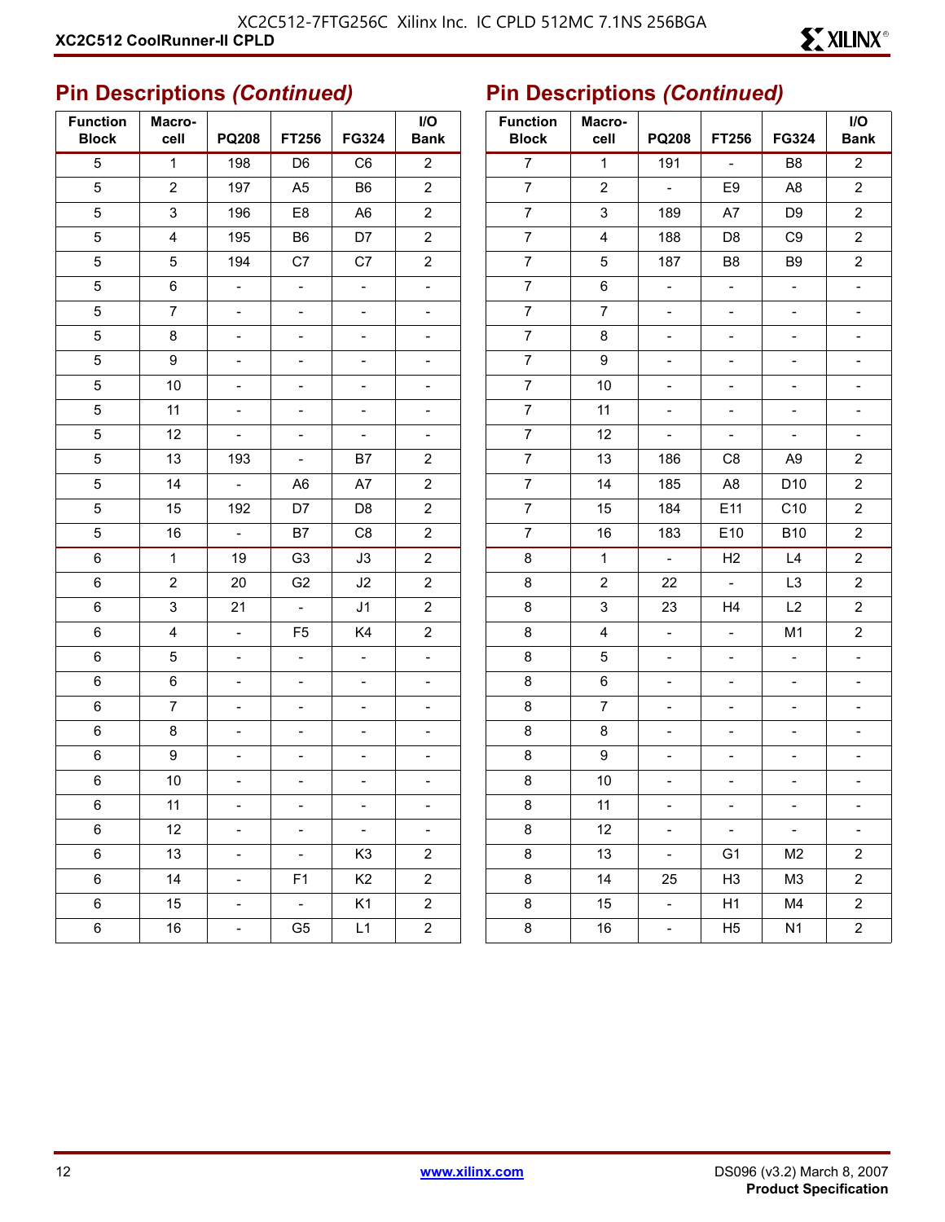## Pin Descriptions *(Continued)*

| Function Block | Macro-cell | PQ208 | FT256 | FG324 | I/O Bank |
|---|---|---|---|---|---|
| 5 | 1 | 198 | D6 | C6 | 2 |
| 5 | 2 | 197 | A5 | B6 | 2 |
| 5 | 3 | 196 | E8 | A6 | 2 |
| 5 | 4 | 195 | B6 | D7 | 2 |
| 5 | 5 | 194 | C7 | C7 | 2 |
| 5 | 6 | - | - | - | - |
| 5 | 7 | - | - | - | - |
| 5 | 8 | - | - | - | - |
| 5 | 9 | - | - | - | - |
| 5 | 10 | - | - | - | - |
| 5 | 11 | - | - | - | - |
| 5 | 12 | - | - | - | - |
| 5 | 13 | 193 | - | B7 | 2 |
| 5 | 14 | - | A6 | A7 | 2 |
| 5 | 15 | 192 | D7 | D8 | 2 |
| 5 | 16 | - | B7 | C8 | 2 |
| 6 | 1 | 19 | G3 | J3 | 2 |
| 6 | 2 | 20 | G2 | J2 | 2 |
| 6 | 3 | 21 | - | J1 | 2 |
| 6 | 4 | - | F5 | K4 | 2 |
| 6 | 5 | - | - | - | - |
| 6 | 6 | - | - | - | - |
| 6 | 7 | - | - | - | - |
| 6 | 8 | - | - | - | - |
| 6 | 9 | - | - | - | - |
| 6 | 10 | - | - | - | - |
| 6 | 11 | - | - | - | - |
| 6 | 12 | - | - | - | - |
| 6 | 13 | - | - | K3 | 2 |
| 6 | 14 | - | F1 | K2 | 2 |
| 6 | 15 | - | - | K1 | 2 |
| 6 | 16 | - | G5 | L1 | 2 |

## Pin Descriptions *(Continued)*

| Function Block | Macro-cell | PQ208 | FT256 | FG324 | I/O Bank |
|---|---|---|---|---|---|
| 7 | 1 | 191 | - | B8 | 2 |
| 7 | 2 | - | E9 | A8 | 2 |
| 7 | 3 | 189 | A7 | D9 | 2 |
| 7 | 4 | 188 | D8 | C9 | 2 |
| 7 | 5 | 187 | B8 | B9 | 2 |
| 7 | 6 | - | - | - | - |
| 7 | 7 | - | - | - | - |
| 7 | 8 | - | - | - | - |
| 7 | 9 | - | - | - | - |
| 7 | 10 | - | - | - | - |
| 7 | 11 | - | - | - | - |
| 7 | 12 | - | - | - | - |
| 7 | 13 | 186 | C8 | A9 | 2 |
| 7 | 14 | 185 | A8 | D10 | 2 |
| 7 | 15 | 184 | E11 | C10 | 2 |
| 7 | 16 | 183 | E10 | B10 | 2 |
| 8 | 1 | - | H2 | L4 | 2 |
| 8 | 2 | 22 | - | L3 | 2 |
| 8 | 3 | 23 | H4 | L2 | 2 |
| 8 | 4 | - | - | M1 | 2 |
| 8 | 5 | - | - | - | - |
| 8 | 6 | - | - | - | - |
| 8 | 7 | - | - | - | - |
| 8 | 8 | - | - | - | - |
| 8 | 9 | - | - | - | - |
| 8 | 10 | - | - | - | - |
| 8 | 11 | - | - | - | - |
| 8 | 12 | - | - | - | - |
| 8 | 13 | - | G1 | M2 | 2 |
| 8 | 14 | 25 | H3 | M3 | 2 |
| 8 | 15 | - | H1 | M4 | 2 |
| 8 | 16 | - | H5 | N1 | 2 |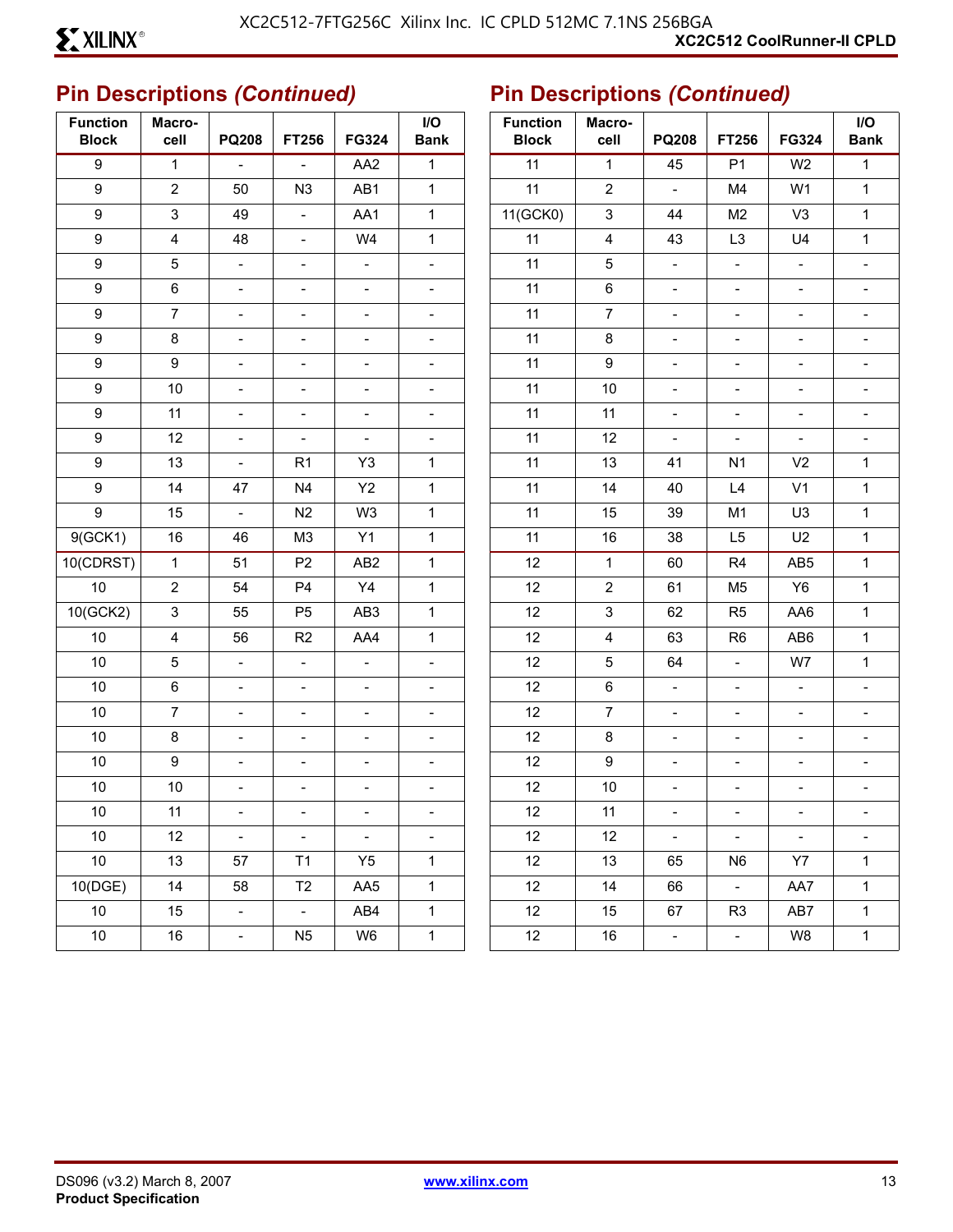## Pin Descriptions *(Continued)*

| Function Block | Macro-cell | PQ208 | FT256 | FG324 | I/O Bank |
|---|---|---|---|---|---|
| 9 | 1 | - | - | AA2 | 1 |
| 9 | 2 | 50 | N3 | AB1 | 1 |
| 9 | 3 | 49 | - | AA1 | 1 |
| 9 | 4 | 48 | - | W4 | 1 |
| 9 | 5 | - | - | - | - |
| 9 | 6 | - | - | - | - |
| 9 | 7 | - | - | - | - |
| 9 | 8 | - | - | - | - |
| 9 | 9 | - | - | - | - |
| 9 | 10 | - | - | - | - |
| 9 | 11 | - | - | - | - |
| 9 | 12 | - | - | - | - |
| 9 | 13 | - | R1 | Y3 | 1 |
| 9 | 14 | 47 | N4 | Y2 | 1 |
| 9 | 15 | - | N2 | W3 | 1 |
| 9(GCK1) | 16 | 46 | M3 | Y1 | 1 |
| 10(CDRST) | 1 | 51 | P2 | AB2 | 1 |
| 10 | 2 | 54 | P4 | Y4 | 1 |
| 10(GCK2) | 3 | 55 | P5 | AB3 | 1 |
| 10 | 4 | 56 | R2 | AA4 | 1 |
| 10 | 5 | - | - | - | - |
| 10 | 6 | - | - | - | - |
| 10 | 7 | - | - | - | - |
| 10 | 8 | - | - | - | - |
| 10 | 9 | - | - | - | - |
| 10 | 10 | - | - | - | - |
| 10 | 11 | - | - | - | - |
| 10 | 12 | - | - | - | - |
| 10 | 13 | 57 | T1 | Y5 | 1 |
| 10(DGE) | 14 | 58 | T2 | AA5 | 1 |
| 10 | 15 | - | - | AB4 | 1 |
| 10 | 16 | - | N5 | W6 | 1 |

## Pin Descriptions *(Continued)*

| Function Block | Macro-cell | PQ208 | FT256 | FG324 | I/O Bank |
|---|---|---|---|---|---|
| 11 | 1 | 45 | P1 | W2 | 1 |
| 11 | 2 | - | M4 | W1 | 1 |
| 11(GCK0) | 3 | 44 | M2 | V3 | 1 |
| 11 | 4 | 43 | L3 | U4 | 1 |
| 11 | 5 | - | - | - | - |
| 11 | 6 | - | - | - | - |
| 11 | 7 | - | - | - | - |
| 11 | 8 | - | - | - | - |
| 11 | 9 | - | - | - | - |
| 11 | 10 | - | - | - | - |
| 11 | 11 | - | - | - | - |
| 11 | 12 | - | - | - | - |
| 11 | 13 | 41 | N1 | V2 | 1 |
| 11 | 14 | 40 | L4 | V1 | 1 |
| 11 | 15 | 39 | M1 | U3 | 1 |
| 11 | 16 | 38 | L5 | U2 | 1 |
| 12 | 1 | 60 | R4 | AB5 | 1 |
| 12 | 2 | 61 | M5 | Y6 | 1 |
| 12 | 3 | 62 | R5 | AA6 | 1 |
| 12 | 4 | 63 | R6 | AB6 | 1 |
| 12 | 5 | 64 | - | W7 | 1 |
| 12 | 6 | - | - | - | - |
| 12 | 7 | - | - | - | - |
| 12 | 8 | - | - | - | - |
| 12 | 9 | - | - | - | - |
| 12 | 10 | - | - | - | - |
| 12 | 11 | - | - | - | - |
| 12 | 12 | - | - | - | - |
| 12 | 13 | 65 | N6 | Y7 | 1 |
| 12 | 14 | 66 | - | AA7 | 1 |
| 12 | 15 | 67 | R3 | AB7 | 1 |
| 12 | 16 | - | - | W8 | 1 |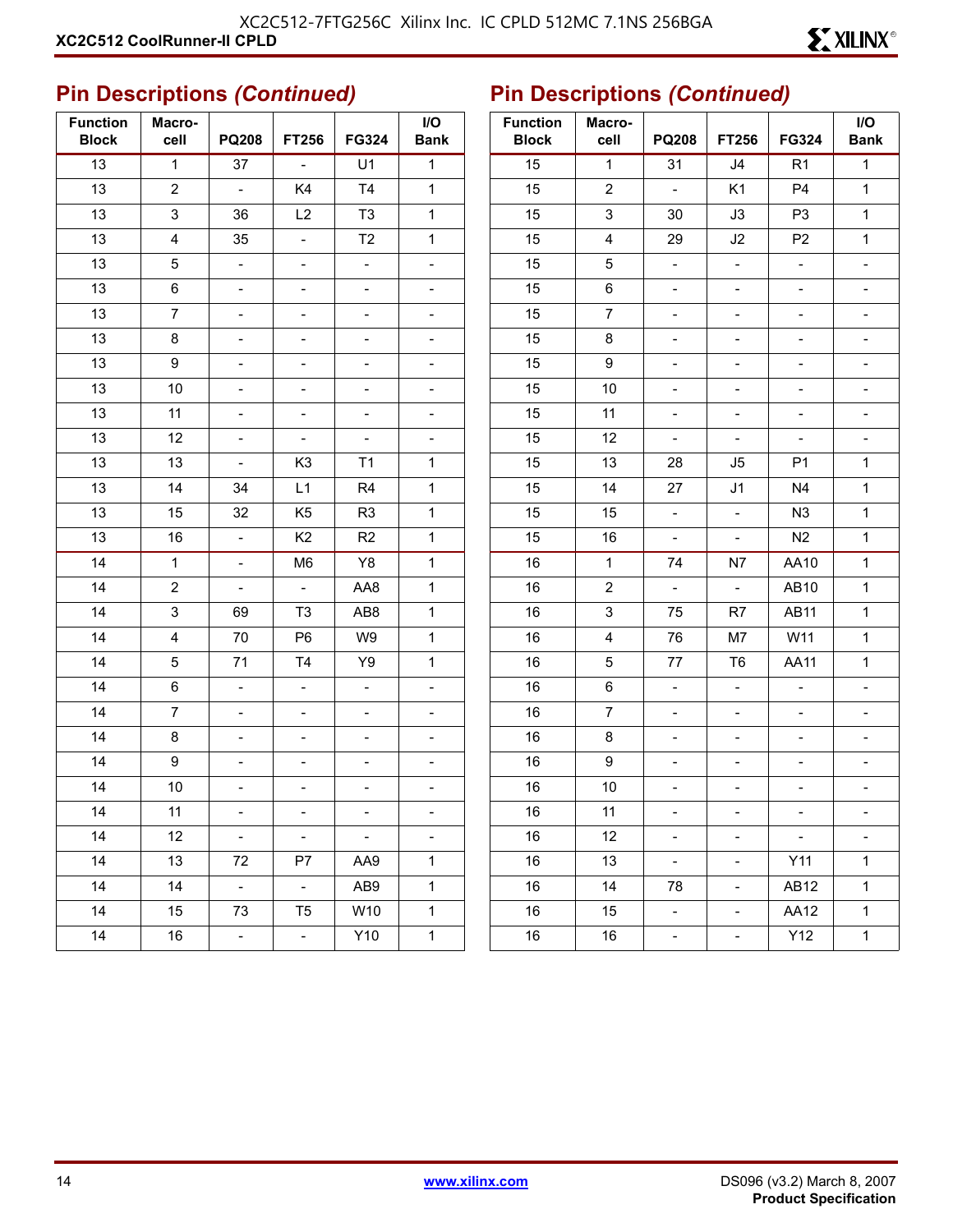## Pin Descriptions *(Continued)*

| Function Block | Macro-cell | PQ208 | FT256 | FG324 | I/O Bank |
|---|---|---|---|---|---|
| 13 | 1 | 37 | - | U1 | 1 |
| 13 | 2 | - | K4 | T4 | 1 |
| 13 | 3 | 36 | L2 | T3 | 1 |
| 13 | 4 | 35 | - | T2 | 1 |
| 13 | 5 | - | - | - | - |
| 13 | 6 | - | - | - | - |
| 13 | 7 | - | - | - | - |
| 13 | 8 | - | - | - | - |
| 13 | 9 | - | - | - | - |
| 13 | 10 | - | - | - | - |
| 13 | 11 | - | - | - | - |
| 13 | 12 | - | - | - | - |
| 13 | 13 | - | K3 | T1 | 1 |
| 13 | 14 | 34 | L1 | R4 | 1 |
| 13 | 15 | 32 | K5 | R3 | 1 |
| 13 | 16 | - | K2 | R2 | 1 |
| 14 | 1 | - | M6 | Y8 | 1 |
| 14 | 2 | - | - | AA8 | 1 |
| 14 | 3 | 69 | T3 | AB8 | 1 |
| 14 | 4 | 70 | P6 | W9 | 1 |
| 14 | 5 | 71 | T4 | Y9 | 1 |
| 14 | 6 | - | - | - | - |
| 14 | 7 | - | - | - | - |
| 14 | 8 | - | - | - | - |
| 14 | 9 | - | - | - | - |
| 14 | 10 | - | - | - | - |
| 14 | 11 | - | - | - | - |
| 14 | 12 | - | - | - | - |
| 14 | 13 | 72 | P7 | AA9 | 1 |
| 14 | 14 | - | - | AB9 | 1 |
| 14 | 15 | 73 | T5 | W10 | 1 |
| 14 | 16 | - | - | Y10 | 1 |

## Pin Descriptions *(Continued)*

| Function Block | Macro-cell | PQ208 | FT256 | FG324 | I/O Bank |
|---|---|---|---|---|---|
| 15 | 1 | 31 | J4 | R1 | 1 |
| 15 | 2 | - | K1 | P4 | 1 |
| 15 | 3 | 30 | J3 | P3 | 1 |
| 15 | 4 | 29 | J2 | P2 | 1 |
| 15 | 5 | - | - | - | - |
| 15 | 6 | - | - | - | - |
| 15 | 7 | - | - | - | - |
| 15 | 8 | - | - | - | - |
| 15 | 9 | - | - | - | - |
| 15 | 10 | - | - | - | - |
| 15 | 11 | - | - | - | - |
| 15 | 12 | - | - | - | - |
| 15 | 13 | 28 | J5 | P1 | 1 |
| 15 | 14 | 27 | J1 | N4 | 1 |
| 15 | 15 | - | - | N3 | 1 |
| 15 | 16 | - | - | N2 | 1 |
| 16 | 1 | 74 | N7 | AA10 | 1 |
| 16 | 2 | - | - | AB10 | 1 |
| 16 | 3 | 75 | R7 | AB11 | 1 |
| 16 | 4 | 76 | M7 | W11 | 1 |
| 16 | 5 | 77 | T6 | AA11 | 1 |
| 16 | 6 | - | - | - | - |
| 16 | 7 | - | - | - | - |
| 16 | 8 | - | - | - | - |
| 16 | 9 | - | - | - | - |
| 16 | 10 | - | - | - | - |
| 16 | 11 | - | - | - | - |
| 16 | 12 | - | - | - | - |
| 16 | 13 | - | - | Y11 | 1 |
| 16 | 14 | 78 | - | AB12 | 1 |
| 16 | 15 | - | - | AA12 | 1 |
| 16 | 16 | - | - | Y12 | 1 |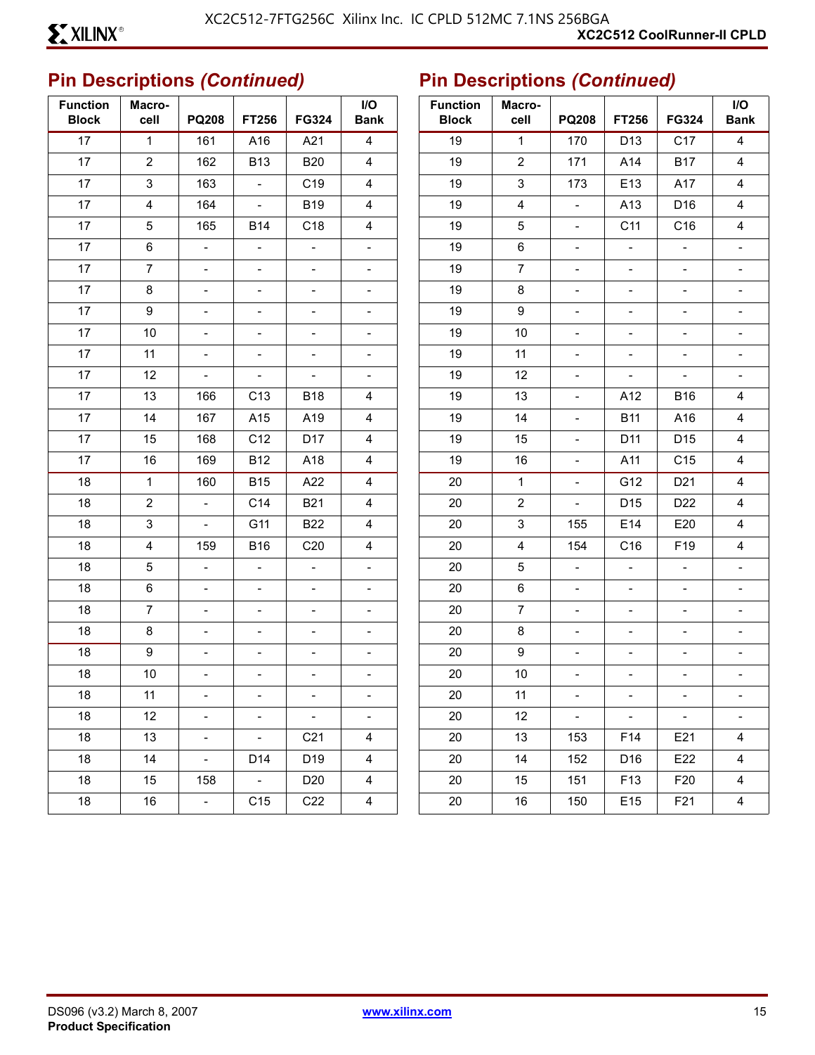## Pin Descriptions *(Continued)*

| Function Block | Macro-cell | PQ208 | FT256 | FG324 | I/O Bank |
|---|---|---|---|---|---|
| 17 | 1 | 161 | A16 | A21 | 4 |
| 17 | 2 | 162 | B13 | B20 | 4 |
| 17 | 3 | 163 | - | C19 | 4 |
| 17 | 4 | 164 | - | B19 | 4 |
| 17 | 5 | 165 | B14 | C18 | 4 |
| 17 | 6 | - | - | - | - |
| 17 | 7 | - | - | - | - |
| 17 | 8 | - | - | - | - |
| 17 | 9 | - | - | - | - |
| 17 | 10 | - | - | - | - |
| 17 | 11 | - | - | - | - |
| 17 | 12 | - | - | - | - |
| 17 | 13 | 166 | C13 | B18 | 4 |
| 17 | 14 | 167 | A15 | A19 | 4 |
| 17 | 15 | 168 | C12 | D17 | 4 |
| 17 | 16 | 169 | B12 | A18 | 4 |
| 18 | 1 | 160 | B15 | A22 | 4 |
| 18 | 2 | - | C14 | B21 | 4 |
| 18 | 3 | - | G11 | B22 | 4 |
| 18 | 4 | 159 | B16 | C20 | 4 |
| 18 | 5 | - | - | - | - |
| 18 | 6 | - | - | - | - |
| 18 | 7 | - | - | - | - |
| 18 | 8 | - | - | - | - |
| 18 | 9 | - | - | - | - |
| 18 | 10 | - | - | - | - |
| 18 | 11 | - | - | - | - |
| 18 | 12 | - | - | - | - |
| 18 | 13 | - | - | C21 | 4 |
| 18 | 14 | - | D14 | D19 | 4 |
| 18 | 15 | 158 | - | D20 | 4 |
| 18 | 16 | - | C15 | C22 | 4 |

## Pin Descriptions *(Continued)*

| Function Block | Macro-cell | PQ208 | FT256 | FG324 | I/O Bank |
|---|---|---|---|---|---|
| 19 | 1 | 170 | D13 | C17 | 4 |
| 19 | 2 | 171 | A14 | B17 | 4 |
| 19 | 3 | 173 | E13 | A17 | 4 |
| 19 | 4 | - | A13 | D16 | 4 |
| 19 | 5 | - | C11 | C16 | 4 |
| 19 | 6 | - | - | - | - |
| 19 | 7 | - | - | - | - |
| 19 | 8 | - | - | - | - |
| 19 | 9 | - | - | - | - |
| 19 | 10 | - | - | - | - |
| 19 | 11 | - | - | - | - |
| 19 | 12 | - | - | - | - |
| 19 | 13 | - | A12 | B16 | 4 |
| 19 | 14 | - | B11 | A16 | 4 |
| 19 | 15 | - | D11 | D15 | 4 |
| 19 | 16 | - | A11 | C15 | 4 |
| 20 | 1 | - | G12 | D21 | 4 |
| 20 | 2 | - | D15 | D22 | 4 |
| 20 | 3 | 155 | E14 | E20 | 4 |
| 20 | 4 | 154 | C16 | F19 | 4 |
| 20 | 5 | - | - | - | - |
| 20 | 6 | - | - | - | - |
| 20 | 7 | - | - | - | - |
| 20 | 8 | - | - | - | - |
| 20 | 9 | - | - | - | - |
| 20 | 10 | - | - | - | - |
| 20 | 11 | - | - | - | - |
| 20 | 12 | - | - | - | - |
| 20 | 13 | 153 | F14 | E21 | 4 |
| 20 | 14 | 152 | D16 | E22 | 4 |
| 20 | 15 | 151 | F13 | F20 | 4 |
| 20 | 16 | 150 | E15 | F21 | 4 |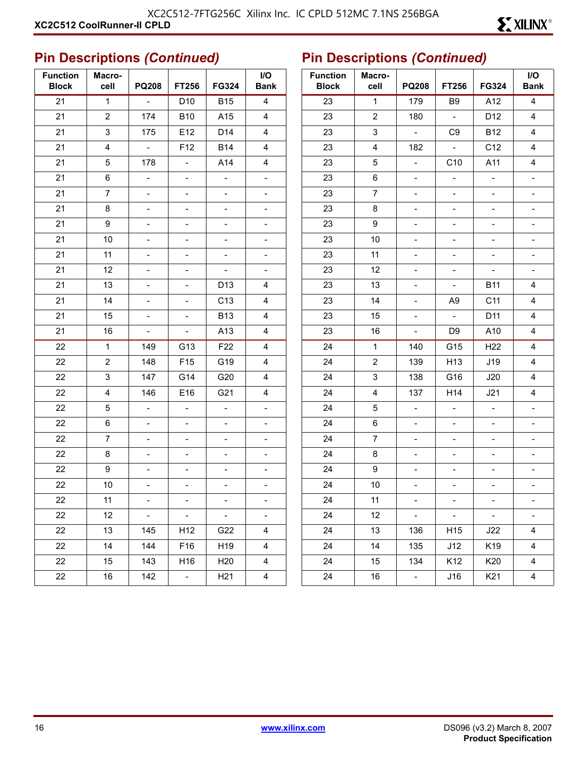## Pin Descriptions *(Continued)*

| Function Block | Macro-cell | PQ208 | FT256 | FG324 | I/O Bank |
|---|---|---|---|---|---|
| 21 | 1 | - | D10 | B15 | 4 |
| 21 | 2 | 174 | B10 | A15 | 4 |
| 21 | 3 | 175 | E12 | D14 | 4 |
| 21 | 4 | - | F12 | B14 | 4 |
| 21 | 5 | 178 | - | A14 | 4 |
| 21 | 6 | - | - | - | - |
| 21 | 7 | - | - | - | - |
| 21 | 8 | - | - | - | - |
| 21 | 9 | - | - | - | - |
| 21 | 10 | - | - | - | - |
| 21 | 11 | - | - | - | - |
| 21 | 12 | - | - | - | - |
| 21 | 13 | - | - | D13 | 4 |
| 21 | 14 | - | - | C13 | 4 |
| 21 | 15 | - | - | B13 | 4 |
| 21 | 16 | - | - | A13 | 4 |
| 22 | 1 | 149 | G13 | F22 | 4 |
| 22 | 2 | 148 | F15 | G19 | 4 |
| 22 | 3 | 147 | G14 | G20 | 4 |
| 22 | 4 | 146 | E16 | G21 | 4 |
| 22 | 5 | - | - | - | - |
| 22 | 6 | - | - | - | - |
| 22 | 7 | - | - | - | - |
| 22 | 8 | - | - | - | - |
| 22 | 9 | - | - | - | - |
| 22 | 10 | - | - | - | - |
| 22 | 11 | - | - | - | - |
| 22 | 12 | - | - | - | - |
| 22 | 13 | 145 | H12 | G22 | 4 |
| 22 | 14 | 144 | F16 | H19 | 4 |
| 22 | 15 | 143 | H16 | H20 | 4 |
| 22 | 16 | 142 | - | H21 | 4 |

## Pin Descriptions *(Continued)*

| Function Block | Macro-cell | PQ208 | FT256 | FG324 | I/O Bank |
|---|---|---|---|---|---|
| 23 | 1 | 179 | B9 | A12 | 4 |
| 23 | 2 | 180 | - | D12 | 4 |
| 23 | 3 | - | C9 | B12 | 4 |
| 23 | 4 | 182 | - | C12 | 4 |
| 23 | 5 | - | C10 | A11 | 4 |
| 23 | 6 | - | - | - | - |
| 23 | 7 | - | - | - | - |
| 23 | 8 | - | - | - | - |
| 23 | 9 | - | - | - | - |
| 23 | 10 | - | - | - | - |
| 23 | 11 | - | - | - | - |
| 23 | 12 | - | - | - | - |
| 23 | 13 | - | - | B11 | 4 |
| 23 | 14 | - | A9 | C11 | 4 |
| 23 | 15 | - | - | D11 | 4 |
| 23 | 16 | - | D9 | A10 | 4 |
| 24 | 1 | 140 | G15 | H22 | 4 |
| 24 | 2 | 139 | H13 | J19 | 4 |
| 24 | 3 | 138 | G16 | J20 | 4 |
| 24 | 4 | 137 | H14 | J21 | 4 |
| 24 | 5 | - | - | - | - |
| 24 | 6 | - | - | - | - |
| 24 | 7 | - | - | - | - |
| 24 | 8 | - | - | - | - |
| 24 | 9 | - | - | - | - |
| 24 | 10 | - | - | - | - |
| 24 | 11 | - | - | - | - |
| 24 | 12 | - | - | - | - |
| 24 | 13 | 136 | H15 | J22 | 4 |
| 24 | 14 | 135 | J12 | K19 | 4 |
| 24 | 15 | 134 | K12 | K20 | 4 |
| 24 | 16 | - | J16 | K21 | 4 |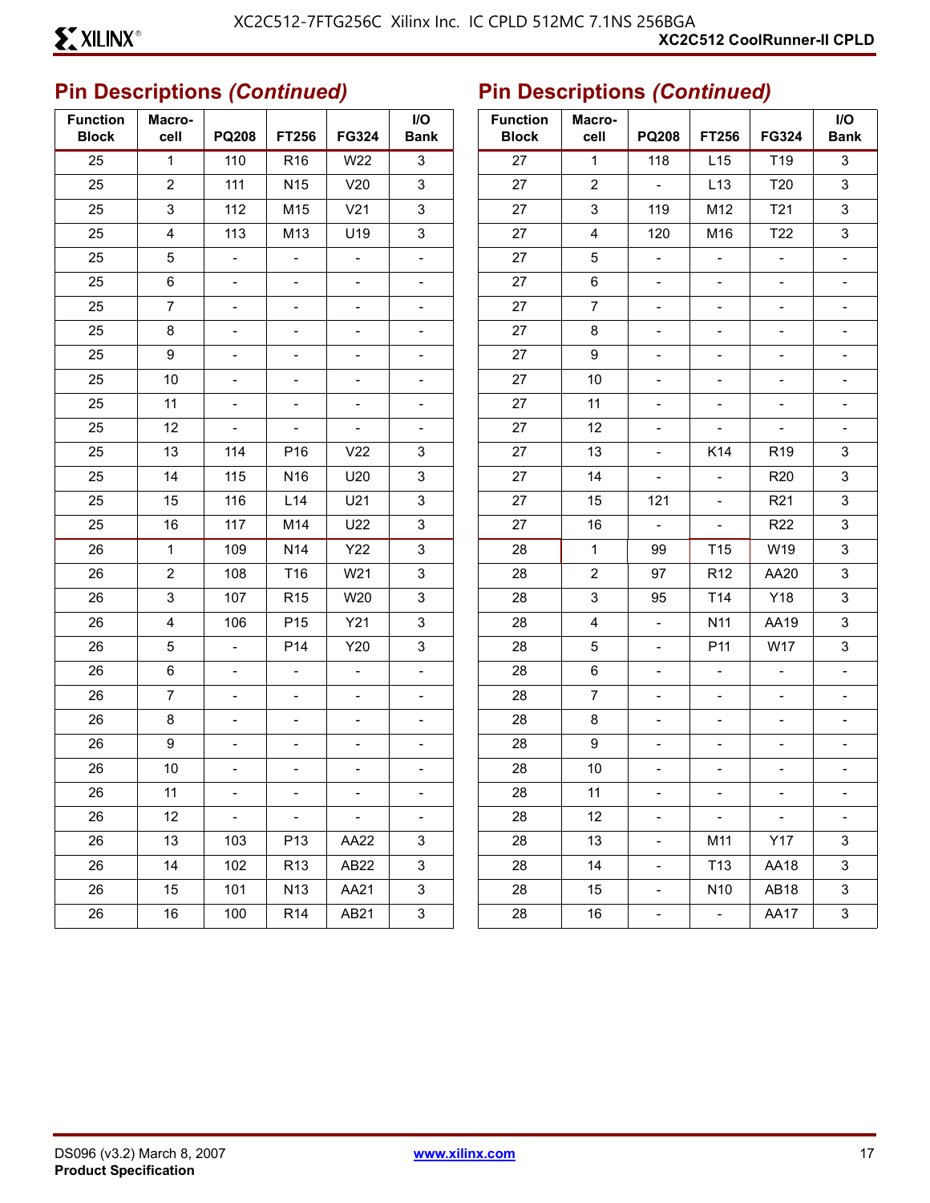## Pin Descriptions *(Continued)*

| Function Block | Macro-cell | PQ208 | FT256 | FG324 | I/O Bank |
|---|---|---|---|---|---|
| 25 | 1 | 110 | R16 | W22 | 3 |
| 25 | 2 | 111 | N15 | V20 | 3 |
| 25 | 3 | 112 | M15 | V21 | 3 |
| 25 | 4 | 113 | M13 | U19 | 3 |
| 25 | 5 | - | - | - | - |
| 25 | 6 | - | - | - | - |
| 25 | 7 | - | - | - | - |
| 25 | 8 | - | - | - | - |
| 25 | 9 | - | - | - | - |
| 25 | 10 | - | - | - | - |
| 25 | 11 | - | - | - | - |
| 25 | 12 | - | - | - | - |
| 25 | 13 | 114 | P16 | V22 | 3 |
| 25 | 14 | 115 | N16 | U20 | 3 |
| 25 | 15 | 116 | L14 | U21 | 3 |
| 25 | 16 | 117 | M14 | U22 | 3 |
| 26 | 1 | 109 | N14 | Y22 | 3 |
| 26 | 2 | 108 | T16 | W21 | 3 |
| 26 | 3 | 107 | R15 | W20 | 3 |
| 26 | 4 | 106 | P15 | Y21 | 3 |
| 26 | 5 | - | P14 | Y20 | 3 |
| 26 | 6 | - | - | - | - |
| 26 | 7 | - | - | - | - |
| 26 | 8 | - | - | - | - |
| 26 | 9 | - | - | - | - |
| 26 | 10 | - | - | - | - |
| 26 | 11 | - | - | - | - |
| 26 | 12 | - | - | - | - |
| 26 | 13 | 103 | P13 | AA22 | 3 |
| 26 | 14 | 102 | R13 | AB22 | 3 |
| 26 | 15 | 101 | N13 | AA21 | 3 |
| 26 | 16 | 100 | R14 | AB21 | 3 |

## Pin Descriptions *(Continued)*

| Function Block | Macro-cell | PQ208 | FT256 | FG324 | I/O Bank |
|---|---|---|---|---|---|
| 27 | 1 | 118 | L15 | T19 | 3 |
| 27 | 2 | - | L13 | T20 | 3 |
| 27 | 3 | 119 | M12 | T21 | 3 |
| 27 | 4 | 120 | M16 | T22 | 3 |
| 27 | 5 | - | - | - | - |
| 27 | 6 | - | - | - | - |
| 27 | 7 | - | - | - | - |
| 27 | 8 | - | - | - | - |
| 27 | 9 | - | - | - | - |
| 27 | 10 | - | - | - | - |
| 27 | 11 | - | - | - | - |
| 27 | 12 | - | - | - | - |
| 27 | 13 | - | K14 | R19 | 3 |
| 27 | 14 | - | - | R20 | 3 |
| 27 | 15 | 121 | - | R21 | 3 |
| 27 | 16 | - | - | R22 | 3 |
| 28 | 1 | 99 | T15 | W19 | 3 |
| 28 | 2 | 97 | R12 | AA20 | 3 |
| 28 | 3 | 95 | T14 | Y18 | 3 |
| 28 | 4 | - | N11 | AA19 | 3 |
| 28 | 5 | - | P11 | W17 | 3 |
| 28 | 6 | - | - | - | - |
| 28 | 7 | - | - | - | - |
| 28 | 8 | - | - | - | - |
| 28 | 9 | - | - | - | - |
| 28 | 10 | - | - | - | - |
| 28 | 11 | - | - | - | - |
| 28 | 12 | - | - | - | - |
| 28 | 13 | - | M11 | Y17 | 3 |
| 28 | 14 | - | T13 | AA18 | 3 |
| 28 | 15 | - | N10 | AB18 | 3 |
| 28 | 16 | - | - | AA17 | 3 |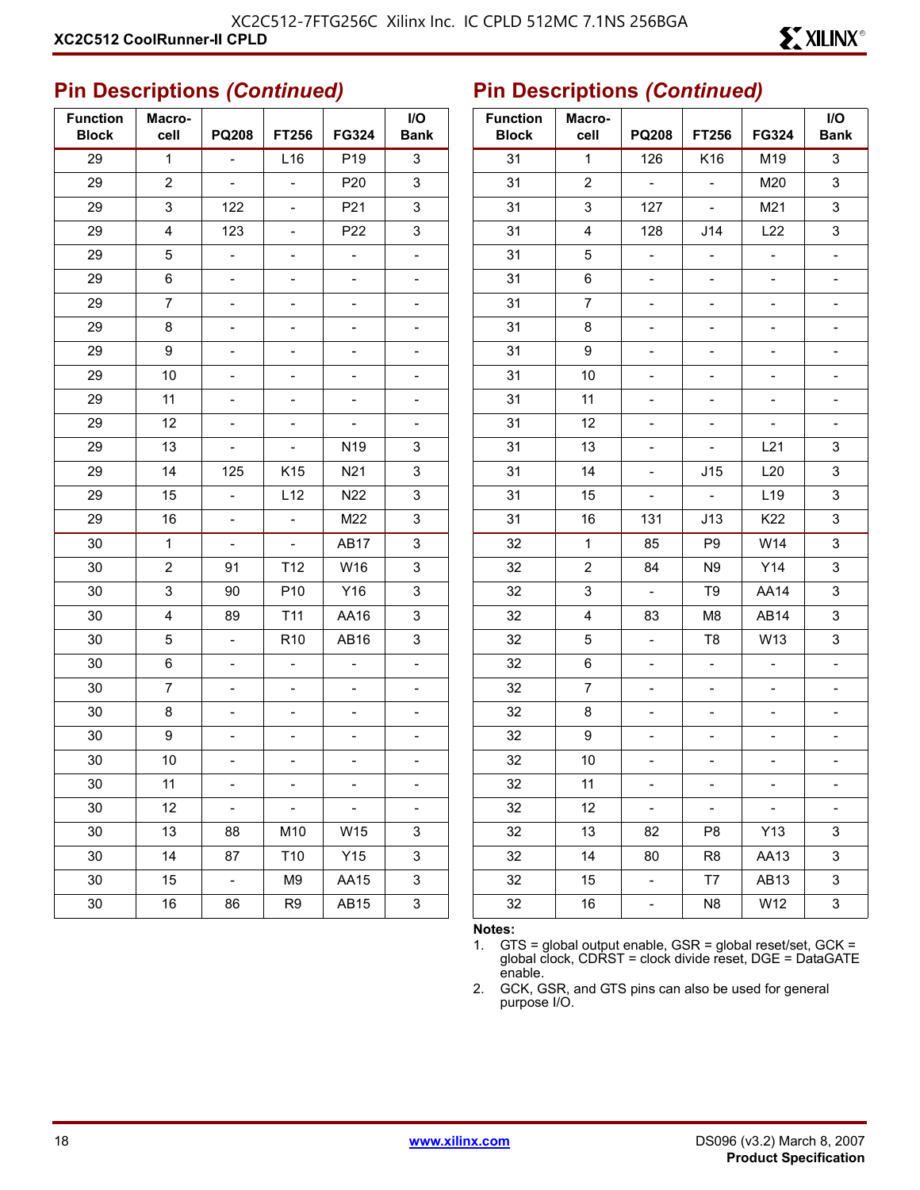## Pin Descriptions *(Continued)*

| Function Block | Macro-cell | PQ208 | FT256 | FG324 | I/O Bank |
|---|---|---|---|---|---|
| 29 | 1 | - | L16 | P19 | 3 |
| 29 | 2 | - | - | P20 | 3 |
| 29 | 3 | 122 | - | P21 | 3 |
| 29 | 4 | 123 | - | P22 | 3 |
| 29 | 5 | - | - | - | - |
| 29 | 6 | - | - | - | - |
| 29 | 7 | - | - | - | - |
| 29 | 8 | - | - | - | - |
| 29 | 9 | - | - | - | - |
| 29 | 10 | - | - | - | - |
| 29 | 11 | - | - | - | - |
| 29 | 12 | - | - | - | - |
| 29 | 13 | - | - | N19 | 3 |
| 29 | 14 | 125 | K15 | N21 | 3 |
| 29 | 15 | - | L12 | N22 | 3 |
| 29 | 16 | - | - | M22 | 3 |
| 30 | 1 | - | - | AB17 | 3 |
| 30 | 2 | 91 | T12 | W16 | 3 |
| 30 | 3 | 90 | P10 | Y16 | 3 |
| 30 | 4 | 89 | T11 | AA16 | 3 |
| 30 | 5 | - | R10 | AB16 | 3 |
| 30 | 6 | - | - | - | - |
| 30 | 7 | - | - | - | - |
| 30 | 8 | - | - | - | - |
| 30 | 9 | - | - | - | - |
| 30 | 10 | - | - | - | - |
| 30 | 11 | - | - | - | - |
| 30 | 12 | - | - | - | - |
| 30 | 13 | 88 | M10 | W15 | 3 |
| 30 | 14 | 87 | T10 | Y15 | 3 |
| 30 | 15 | - | M9 | AA15 | 3 |
| 30 | 16 | 86 | R9 | AB15 | 3 |

## Pin Descriptions *(Continued)*

| Function Block | Macro-cell | PQ208 | FT256 | FG324 | I/O Bank |
|---|---|---|---|---|---|
| 31 | 1 | 126 | K16 | M19 | 3 |
| 31 | 2 | - | - | M20 | 3 |
| 31 | 3 | 127 | - | M21 | 3 |
| 31 | 4 | 128 | J14 | L22 | 3 |
| 31 | 5 | - | - | - | - |
| 31 | 6 | - | - | - | - |
| 31 | 7 | - | - | - | - |
| 31 | 8 | - | - | - | - |
| 31 | 9 | - | - | - | - |
| 31 | 10 | - | - | - | - |
| 31 | 11 | - | - | - | - |
| 31 | 12 | - | - | - | - |
| 31 | 13 | - | - | L21 | 3 |
| 31 | 14 | - | J15 | L20 | 3 |
| 31 | 15 | - | - | L19 | 3 |
| 31 | 16 | 131 | J13 | K22 | 3 |
| 32 | 1 | 85 | P9 | W14 | 3 |
| 32 | 2 | 84 | N9 | Y14 | 3 |
| 32 | 3 | - | T9 | AA14 | 3 |
| 32 | 4 | 83 | M8 | AB14 | 3 |
| 32 | 5 | - | T8 | W13 | 3 |
| 32 | 6 | - | - | - | - |
| 32 | 7 | - | - | - | - |
| 32 | 8 | - | - | - | - |
| 32 | 9 | - | - | - | - |
| 32 | 10 | - | - | - | - |
| 32 | 11 | - | - | - | - |
| 32 | 12 | - | - | - | - |
| 32 | 13 | 82 | P8 | Y13 | 3 |
| 32 | 14 | 80 | R8 | AA13 | 3 |
| 32 | 15 | - | T7 | AB13 | 3 |
| 32 | 16 | - | N8 | W12 | 3 |

**Notes:**

1. GTS = global output enable, GSR = global reset/set, GCK = global clock, CDRST = clock divide reset, DGE = DataGATE enable.
2. GCK, GSR, and GTS pins can also be used for general purpose I/O.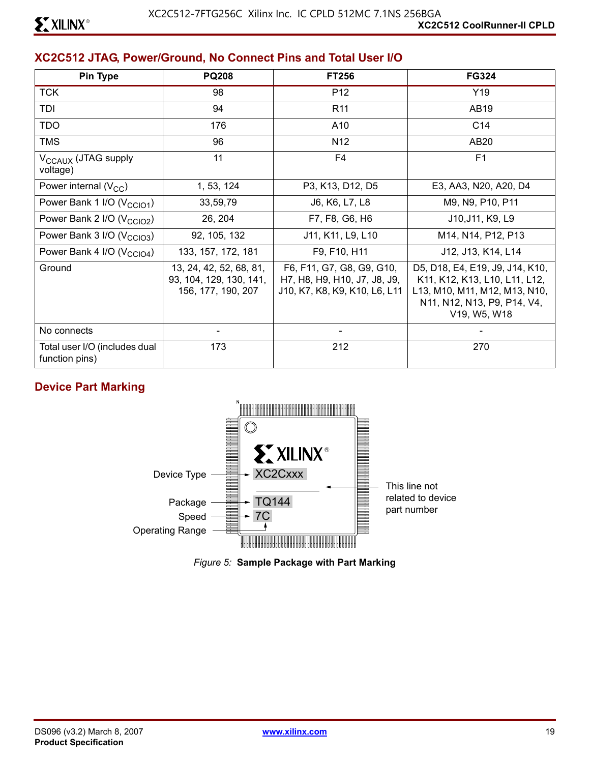## XC2C512 JTAG, Power/Ground, No Connect Pins and Total User I/O

| Pin Type | PQ208 | FT256 | FG324 |
|---|---|---|---|
| TCK | 98 | P12 | Y19 |
| TDI | 94 | R11 | AB19 |
| TDO | 176 | A10 | C14 |
| TMS | 96 | N12 | AB20 |
| $V_{CCAUX}$ (JTAG supply voltage) | 11 | F4 | F1 |
| Power internal ($V_{CC}$) | 1, 53, 124 | P3, K13, D12, D5 | E3, AA3, N20, A20, D4 |
| Power Bank 1 I/O ($V_{CCIO1}$) | 33,59,79 | J6, K6, L7, L8 | M9, N9, P10, P11 |
| Power Bank 2 I/O ($V_{CCIO2}$) | 26, 204 | F7, F8, G6, H6 | J10,J11, K9, L9 |
| Power Bank 3 I/O ($V_{CCIO3}$) | 92, 105, 132 | J11, K11, L9, L10 | M14, N14, P12, P13 |
| Power Bank 4 I/O ($V_{CCIO4}$) | 133, 157, 172, 181 | F9, F10, H11 | J12, J13, K14, L14 |
| Ground | 13, 24, 42, 52, 68, 81, 93, 104, 129, 130, 141, 156, 177, 190, 207 | F6, F11, G7, G8, G9, G10, H7, H8, H9, H10, J7, J8, J9, J10, K7, K8, K9, K10, L6, L11 | D5, D18, E4, E19, J9, J14, K10, K11, K12, K13, L10, L11, L12, L13, M10, M11, M12, M13, N10, N11, N12, N13, P9, P14, V4, V19, W5, W18 |
| No connects | - | - | - |
| Total user I/O (includes dual function pins) | 173 | 212 | 270 |

## Device Part Marking

Device Type — XC2Cxxx

Package — TQ144

Speed — 7C

Operating Range

This line not related to device part number

*Figure 5:* **Sample Package with Part Marking**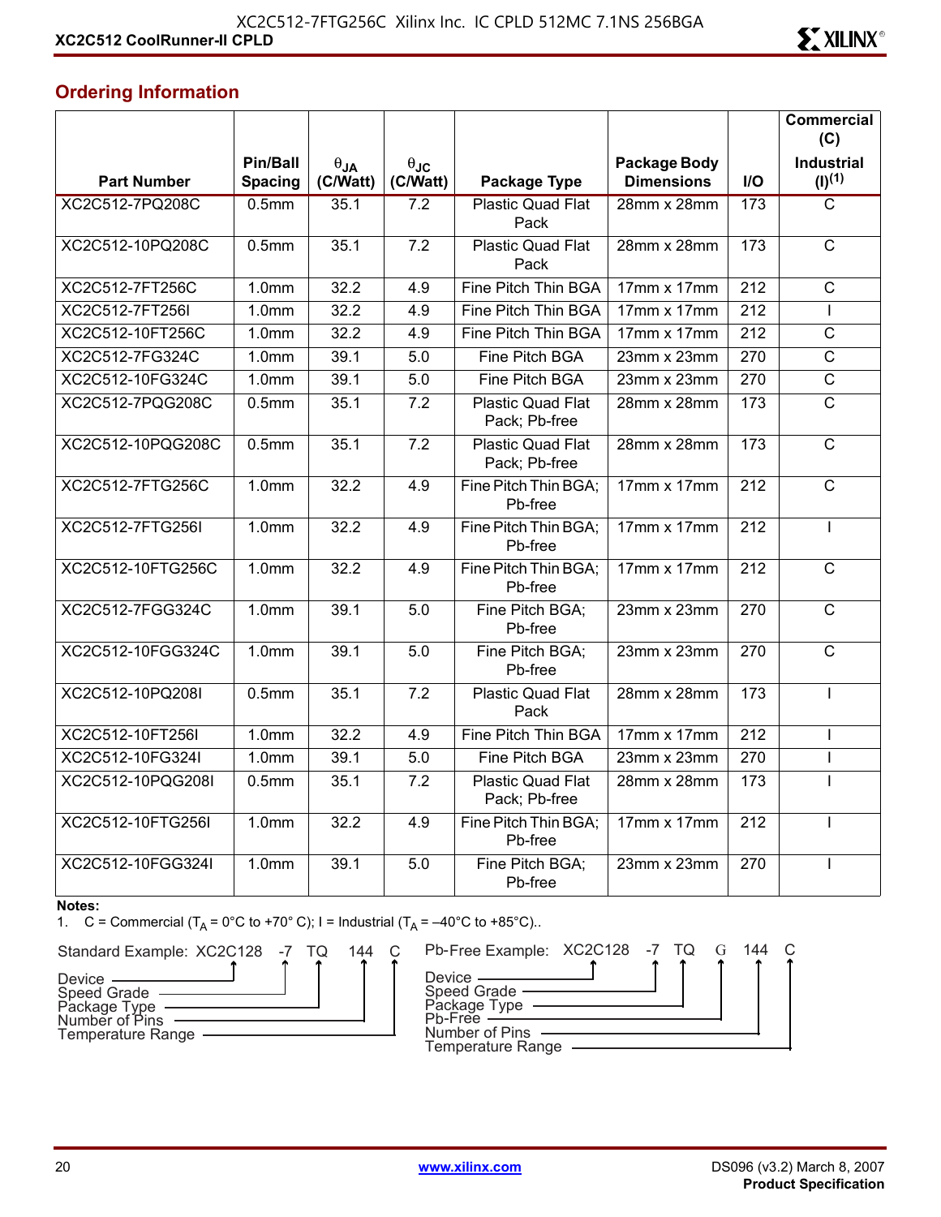## Ordering Information

| Part Number | Pin/Ball Spacing | $\theta_{JA}$ (C/Watt) | $\theta_{JC}$ (C/Watt) | Package Type | Package Body Dimensions | I/O | Commercial (C) Industrial (I)[1] |
|---|---|---|---|---|---|---|---|
| XC2C512-7PQ208C | 0.5mm | 35.1 | 7.2 | Plastic Quad Flat Pack | 28mm x 28mm | 173 | C |
| XC2C512-10PQ208C | 0.5mm | 35.1 | 7.2 | Plastic Quad Flat Pack | 28mm x 28mm | 173 | C |
| XC2C512-7FT256C | 1.0mm | 32.2 | 4.9 | Fine Pitch Thin BGA | 17mm x 17mm | 212 | C |
| XC2C512-7FT256I | 1.0mm | 32.2 | 4.9 | Fine Pitch Thin BGA | 17mm x 17mm | 212 | I |
| XC2C512-10FT256C | 1.0mm | 32.2 | 4.9 | Fine Pitch Thin BGA | 17mm x 17mm | 212 | C |
| XC2C512-7FG324C | 1.0mm | 39.1 | 5.0 | Fine Pitch BGA | 23mm x 23mm | 270 | C |
| XC2C512-10FG324C | 1.0mm | 39.1 | 5.0 | Fine Pitch BGA | 23mm x 23mm | 270 | C |
| XC2C512-7PQG208C | 0.5mm | 35.1 | 7.2 | Plastic Quad Flat Pack; Pb-free | 28mm x 28mm | 173 | C |
| XC2C512-10PQG208C | 0.5mm | 35.1 | 7.2 | Plastic Quad Flat Pack; Pb-free | 28mm x 28mm | 173 | C |
| XC2C512-7FTG256C | 1.0mm | 32.2 | 4.9 | Fine Pitch Thin BGA; Pb-free | 17mm x 17mm | 212 | C |
| XC2C512-7FTG256I | 1.0mm | 32.2 | 4.9 | Fine Pitch Thin BGA; Pb-free | 17mm x 17mm | 212 | I |
| XC2C512-10FTG256C | 1.0mm | 32.2 | 4.9 | Fine Pitch Thin BGA; Pb-free | 17mm x 17mm | 212 | C |
| XC2C512-7FGG324C | 1.0mm | 39.1 | 5.0 | Fine Pitch BGA; Pb-free | 23mm x 23mm | 270 | C |
| XC2C512-10FGG324C | 1.0mm | 39.1 | 5.0 | Fine Pitch BGA; Pb-free | 23mm x 23mm | 270 | C |
| XC2C512-10PQ208I | 0.5mm | 35.1 | 7.2 | Plastic Quad Flat Pack | 28mm x 28mm | 173 | I |
| XC2C512-10FT256I | 1.0mm | 32.2 | 4.9 | Fine Pitch Thin BGA | 17mm x 17mm | 212 | I |
| XC2C512-10FG324I | 1.0mm | 39.1 | 5.0 | Fine Pitch BGA | 23mm x 23mm | 270 | I |
| XC2C512-10PQG208I | 0.5mm | 35.1 | 7.2 | Plastic Quad Flat Pack; Pb-free | 28mm x 28mm | 173 | I |
| XC2C512-10FTG256I | 1.0mm | 32.2 | 4.9 | Fine Pitch Thin BGA; Pb-free | 17mm x 17mm | 212 | I |
| XC2C512-10FGG324I | 1.0mm | 39.1 | 5.0 | Fine Pitch BGA; Pb-free | 23mm x 23mm | 270 | I |

**Notes:**

1. C = Commercial ($T_A$ = 0°C to +70° C); I = Industrial ($T_A$ = –40°C to +85°C)..

Standard Example: XC2C128 -7 TQ 144 C

- Device
- Speed Grade
- Package Type
- Number of Pins
- Temperature Range

Pb-Free Example: XC2C128 -7 TQ G 144 C

- Device
- Speed Grade
- Package Type
- Pb-Free
- Number of Pins
- Temperature Range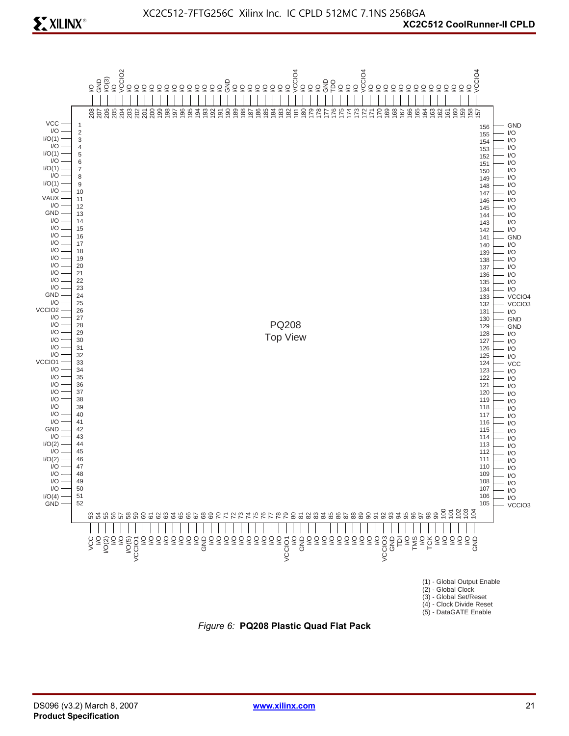| Pin | Function | Pin | Function | Pin | Function | Pin | Function |
|---|---|---|---|---|---|---|---|
| 1 | VCC | 53 | VCC | 105 | VCCIO3 | 157 | VCCIO4 |
| 2 | I/O | 54 | I/O | 106 | I/O | 158 | I/O |
| 3 | I/O(1) | 55 | I/O(2) | 107 | I/O | 159 | I/O |
| 4 | I/O | 56 | I/O | 108 | I/O | 160 | I/O |
| 5 | I/O(1) | 57 | I/O | 109 | I/O | 161 | I/O |
| 6 | I/O | 58 | I/O(5) | 110 | I/O | 162 | I/O |
| 7 | I/O(1) | 59 | VCCIO1 | 111 | I/O | 163 | I/O |
| 8 | I/O | 60 | I/O | 112 | I/O | 164 | I/O |
| 9 | I/O(1) | 61 | I/O | 113 | I/O | 165 | I/O |
| 10 | I/O | 62 | I/O | 114 | I/O | 166 | I/O |
| 11 | VAUX | 63 | I/O | 115 | I/O | 167 | I/O |
| 12 | I/O | 64 | I/O | 116 | I/O | 168 | I/O |
| 13 | GND | 65 | I/O | 117 | I/O | 169 | I/O |
| 14 | I/O | 66 | I/O | 118 | I/O | 170 | I/O |
| 15 | I/O | 67 | I/O | 119 | I/O | 171 | I/O |
| 16 | I/O | 68 | GND | 120 | I/O | 172 | VCCIO4 |
| 17 | I/O | 69 | I/O | 121 | I/O | 173 | I/O |
| 18 | I/O | 70 | I/O | 122 | I/O | 174 | I/O |
| 19 | I/O | 71 | I/O | 123 | I/O | 175 | I/O |
| 20 | I/O | 72 | I/O | 124 | VCC | 176 | TDO |
| 21 | I/O | 73 | I/O | 125 | I/O | 177 | GND |
| 22 | I/O | 74 | I/O | 126 | I/O | 178 | I/O |
| 23 | I/O | 75 | I/O | 127 | I/O | 179 | I/O |
| 24 | GND | 76 | I/O | 128 | I/O | 180 | I/O |
| 25 | I/O | 77 | I/O | 129 | GND | 181 | VCCIO4 |
| 26 | VCCIO2 | 78 | I/O | 130 | GND | 182 | I/O |
| 27 | I/O | 79 | VCCIO1 | 131 | I/O | 183 | I/O |
| 28 | I/O | 80 | I/O | 132 | VCCIO3 | 184 | I/O |
| 29 | I/O | 81 | GND | 133 | VCCIO4 | 185 | I/O |
| 30 | I/O | 82 | I/O | 134 | I/O | 186 | I/O |
| 31 | I/O | 83 | I/O | 135 | I/O | 187 | I/O |
| 32 | I/O | 84 | I/O | 136 | I/O | 188 | I/O |
| 33 | VCCIO1 | 85 | I/O | 137 | I/O | 189 | I/O |
| 34 | I/O | 86 | I/O | 138 | I/O | 190 | GND |
| 35 | I/O | 87 | I/O | 139 | I/O | 191 | I/O |
| 36 | I/O | 88 | I/O | 140 | I/O | 192 | I/O |
| 37 | I/O | 89 | I/O | 141 | GND | 193 | I/O |
| 38 | I/O | 90 | I/O | 142 | I/O | 194 | I/O |
| 39 | I/O | 91 | I/O | 143 | I/O | 195 | I/O |
| 40 | I/O | 92 | VCCIO3 | 144 | I/O | 196 | I/O |
| 41 | I/O | 93 | GND | 145 | I/O | 197 | I/O |
| 42 | GND | 94 | TDI | 146 | I/O | 198 | I/O |
| 43 | I/O | 95 | I/O | 147 | I/O | 199 | I/O |
| 44 | I/O(2) | 96 | TMS | 148 | I/O | 200 | I/O |
| 45 | I/O | 97 | I/O | 149 | I/O | 201 | I/O |
| 46 | I/O(2) | 98 | TCK | 150 | I/O | 202 | I/O |
| 47 | I/O | 99 | I/O | 151 | I/O | 203 | I/O |
| 48 | I/O | 100 | I/O | 152 | I/O | 204 | VCCIO2 |
| 49 | I/O | 101 | I/O | 153 | I/O | 205 | I/O |
| 50 | I/O | 102 | I/O | 154 | I/O | 206 | I/O(3) |
| 51 | I/O(4) | 103 | I/O | 155 | I/O | 207 | GND |
| 52 | GND | 104 | GND | 156 | GND | 208 | I/O |

PQ208
Top View

(1) - Global Output Enable
(2) - Global Clock
(3) - Global Set/Reset
(4) - Clock Divide Reset
(5) - DataGATE Enable

*Figure 6:* **PQ208 Plastic Quad Flat Pack**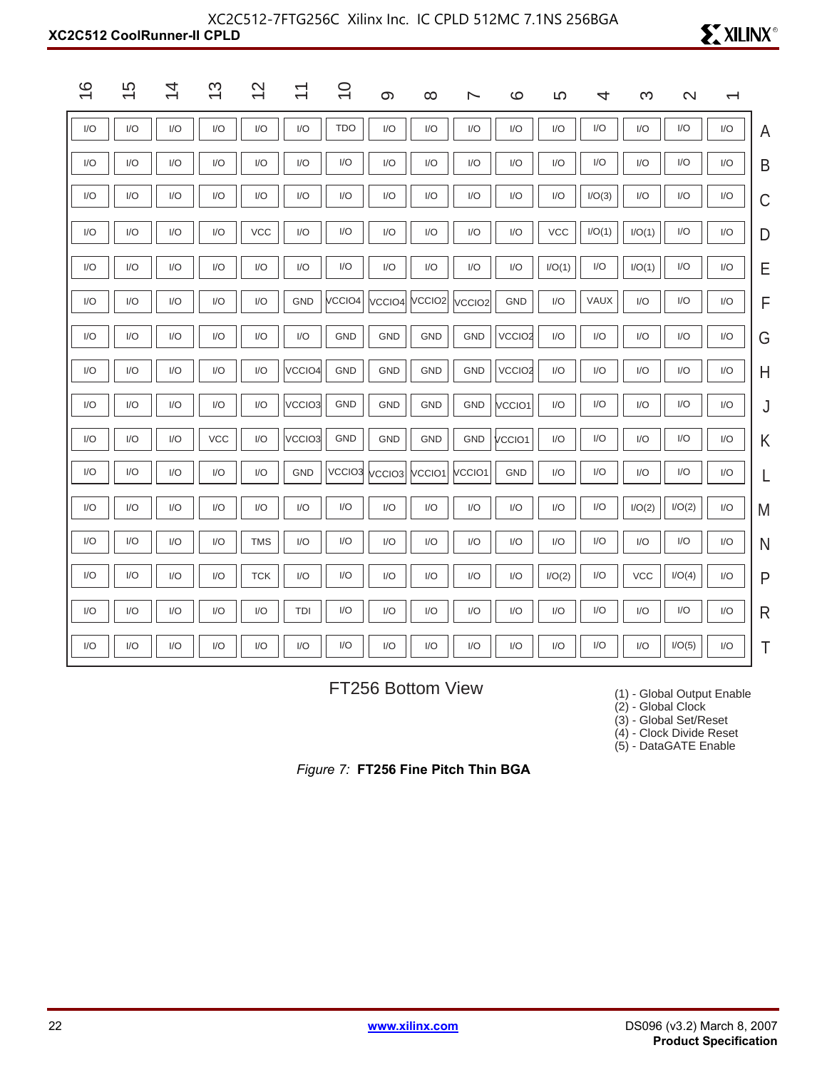| | 16 | 15 | 14 | 13 | 12 | 11 | 10 | 9 | 8 | 7 | 6 | 5 | 4 | 3 | 2 | 1 |
|---|---|---|---|---|---|---|---|---|---|---|---|---|---|---|---|---|
| A | I/O | I/O | I/O | I/O | I/O | I/O | TDO | I/O | I/O | I/O | I/O | I/O | I/O | I/O | I/O | I/O |
| B | I/O | I/O | I/O | I/O | I/O | I/O | I/O | I/O | I/O | I/O | I/O | I/O | I/O | I/O | I/O | I/O |
| C | I/O | I/O | I/O | I/O | I/O | I/O | I/O | I/O | I/O | I/O | I/O | I/O | I/O(3) | I/O | I/O | I/O |
| D | I/O | I/O | I/O | I/O | VCC | I/O | I/O | I/O | I/O | I/O | I/O | VCC | I/O(1) | I/O(1) | I/O | I/O |
| E | I/O | I/O | I/O | I/O | I/O | I/O | I/O | I/O | I/O | I/O | I/O | I/O(1) | I/O | I/O(1) | I/O | I/O |
| F | I/O | I/O | I/O | I/O | I/O | GND | VCCIO4 | VCCIO4 | VCCIO2 | VCCIO2 | GND | I/O | VAUX | I/O | I/O | I/O |
| G | I/O | I/O | I/O | I/O | I/O | I/O | GND | GND | GND | GND | VCCIO2 | I/O | I/O | I/O | I/O | I/O |
| H | I/O | I/O | I/O | I/O | I/O | VCCIO4 | GND | GND | GND | GND | VCCIO2 | I/O | I/O | I/O | I/O | I/O |
| J | I/O | I/O | I/O | I/O | I/O | VCCIO3 | GND | GND | GND | GND | VCCIO1 | I/O | I/O | I/O | I/O | I/O |
| K | I/O | I/O | I/O | VCC | I/O | VCCIO3 | GND | GND | GND | GND | VCCIO1 | I/O | I/O | I/O | I/O | I/O |
| L | I/O | I/O | I/O | I/O | I/O | GND | VCCIO3 | VCCIO3 | VCCIO1 | VCCIO1 | GND | I/O | I/O | I/O | I/O | I/O |
| M | I/O | I/O | I/O | I/O | I/O | I/O | I/O | I/O | I/O | I/O | I/O | I/O | I/O | I/O(2) | I/O(2) | I/O |
| N | I/O | I/O | I/O | I/O | TMS | I/O | I/O | I/O | I/O | I/O | I/O | I/O | I/O | I/O | I/O | I/O |
| P | I/O | I/O | I/O | I/O | TCK | I/O | I/O | I/O | I/O | I/O | I/O | I/O(2) | I/O | VCC | I/O(4) | I/O |
| R | I/O | I/O | I/O | I/O | I/O | TDI | I/O | I/O | I/O | I/O | I/O | I/O | I/O | I/O | I/O | I/O |
| T | I/O | I/O | I/O | I/O | I/O | I/O | I/O | I/O | I/O | I/O | I/O | I/O | I/O | I/O | I/O(5) | I/O |

FT256 Bottom View

(1) - Global Output Enable
(2) - Global Clock
(3) - Global Set/Reset
(4) - Clock Divide Reset
(5) - DataGATE Enable

*Figure 7:* **FT256 Fine Pitch Thin BGA**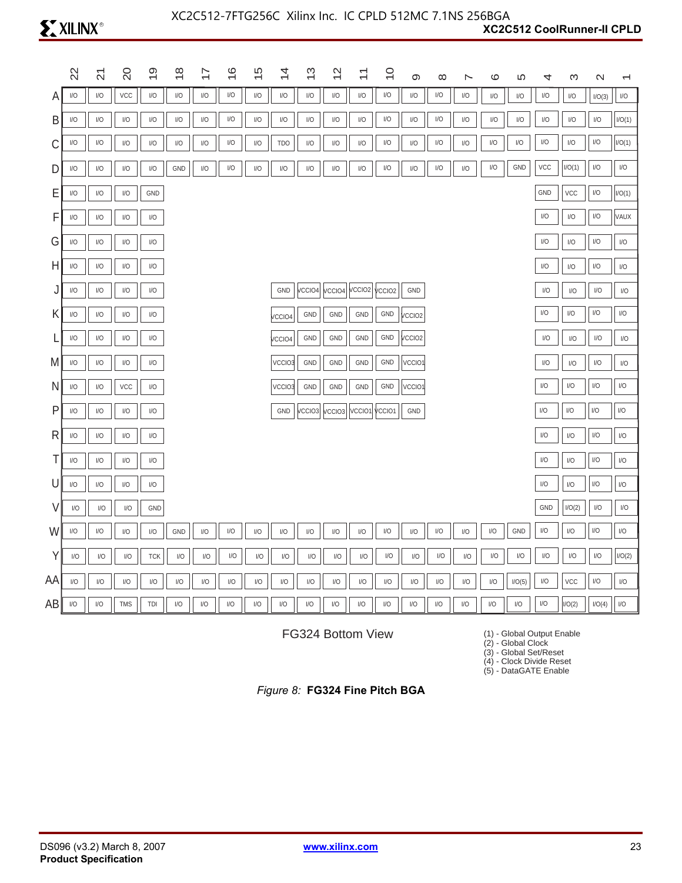|  | 22 | 21 | 20 | 19 | 18 | 17 | 16 | 15 | 14 | 13 | 12 | 11 | 10 | 9 | 8 | 7 | 6 | 5 | 4 | 3 | 2 | 1 |
|---|---|---|---|---|---|---|---|---|---|---|---|---|---|---|---|---|---|---|---|---|---|---|
| A | I/O | I/O | VCC | I/O | I/O | I/O | I/O | I/O | I/O | I/O | I/O | I/O | I/O | I/O | I/O | I/O | I/O | I/O | I/O | I/O | I/O(3) | I/O |
| B | I/O | I/O | I/O | I/O | I/O | I/O | I/O | I/O | I/O | I/O | I/O | I/O | I/O | I/O | I/O | I/O | I/O | I/O | I/O | I/O | I/O | I/O(1) |
| C | I/O | I/O | I/O | I/O | I/O | I/O | I/O | I/O | TDO | I/O | I/O | I/O | I/O | I/O | I/O | I/O | I/O | I/O | I/O | I/O | I/O | I/O(1) |
| D | I/O | I/O | I/O | I/O | GND | I/O | I/O | I/O | I/O | I/O | I/O | I/O | I/O | I/O | I/O | I/O | I/O | GND | VCC | I/O(1) | I/O | I/O |
| E | I/O | I/O | I/O | GND |  |  |  |  |  |  |  |  |  |  |  |  |  |  | GND | VCC | I/O | I/O(1) |
| F | I/O | I/O | I/O | I/O |  |  |  |  |  |  |  |  |  |  |  |  |  |  | I/O | I/O | I/O | VAUX |
| G | I/O | I/O | I/O | I/O |  |  |  |  |  |  |  |  |  |  |  |  |  |  | I/O | I/O | I/O | I/O |
| H | I/O | I/O | I/O | I/O |  |  |  |  |  |  |  |  |  |  |  |  |  |  | I/O | I/O | I/O | I/O |
| J | I/O | I/O | I/O | I/O |  |  |  |  | GND | VCCIO4 | VCCIO4 | VCCIO2 | VCCIO2 | GND |  |  |  |  | I/O | I/O | I/O | I/O |
| K | I/O | I/O | I/O | I/O |  |  |  |  | VCCIO4 | GND | GND | GND | GND | VCCIO2 |  |  |  |  | I/O | I/O | I/O | I/O |
| L | I/O | I/O | I/O | I/O |  |  |  |  | VCCIO4 | GND | GND | GND | GND | VCCIO2 |  |  |  |  | I/O | I/O | I/O | I/O |
| M | I/O | I/O | I/O | I/O |  |  |  |  | VCCIO3 | GND | GND | GND | GND | VCCIO1 |  |  |  |  | I/O | I/O | I/O | I/O |
| N | I/O | I/O | VCC | I/O |  |  |  |  | VCCIO3 | GND | GND | GND | GND | VCCIO1 |  |  |  |  | I/O | I/O | I/O | I/O |
| P | I/O | I/O | I/O | I/O |  |  |  |  | GND | VCCIO3 | VCCIO3 | VCCIO1 | VCCIO1 | GND |  |  |  |  | I/O | I/O | I/O | I/O |
| R | I/O | I/O | I/O | I/O |  |  |  |  |  |  |  |  |  |  |  |  |  |  | I/O | I/O | I/O | I/O |
| T | I/O | I/O | I/O | I/O |  |  |  |  |  |  |  |  |  |  |  |  |  |  | I/O | I/O | I/O | I/O |
| U | I/O | I/O | I/O | I/O |  |  |  |  |  |  |  |  |  |  |  |  |  |  | I/O | I/O | I/O | I/O |
| V | I/O | I/O | I/O | GND |  |  |  |  |  |  |  |  |  |  |  |  |  |  | GND | I/O(2) | I/O | I/O |
| W | I/O | I/O | I/O | I/O | GND | I/O | I/O | I/O | I/O | I/O | I/O | I/O | I/O | I/O | I/O | I/O | I/O | GND | I/O | I/O | I/O | I/O |
| Y | I/O | I/O | I/O | TCK | I/O | I/O | I/O | I/O | I/O | I/O | I/O | I/O | I/O | I/O | I/O | I/O | I/O | I/O | I/O | I/O | I/O | I/O(2) |
| AA | I/O | I/O | I/O | I/O | I/O | I/O | I/O | I/O | I/O | I/O | I/O | I/O | I/O | I/O | I/O | I/O | I/O | I/O(5) | I/O | VCC | I/O | I/O |
| AB | I/O | I/O | TMS | TDI | I/O | I/O | I/O | I/O | I/O | I/O | I/O | I/O | I/O | I/O | I/O | I/O | I/O | I/O | I/O | I/O(2) | I/O(4) | I/O |

FG324 Bottom View

(1) - Global Output Enable
(2) - Global Clock
(3) - Global Set/Reset
(4) - Clock Divide Reset
(5) - DataGATE Enable

*Figure 8:* **FG324 Fine Pitch BGA**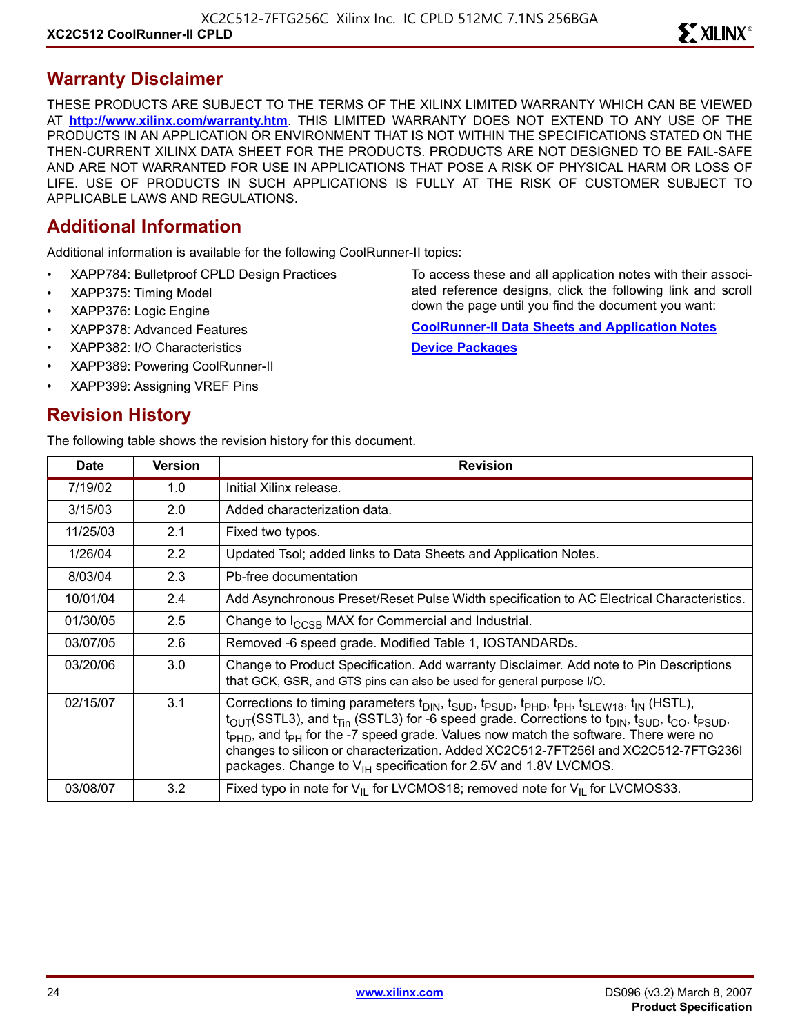## Warranty Disclaimer

THESE PRODUCTS ARE SUBJECT TO THE TERMS OF THE XILINX LIMITED WARRANTY WHICH CAN BE VIEWED AT **http://www.xilinx.com/warranty.htm**. THIS LIMITED WARRANTY DOES NOT EXTEND TO ANY USE OF THE PRODUCTS IN AN APPLICATION OR ENVIRONMENT THAT IS NOT WITHIN THE SPECIFICATIONS STATED ON THE THEN-CURRENT XILINX DATA SHEET FOR THE PRODUCTS. PRODUCTS ARE NOT DESIGNED TO BE FAIL-SAFE AND ARE NOT WARRANTED FOR USE IN APPLICATIONS THAT POSE A RISK OF PHYSICAL HARM OR LOSS OF LIFE. USE OF PRODUCTS IN SUCH APPLICATIONS IS FULLY AT THE RISK OF CUSTOMER SUBJECT TO APPLICABLE LAWS AND REGULATIONS.

## Additional Information

Additional information is available for the following CoolRunner-II topics:

- XAPP784: Bulletproof CPLD Design Practices
- XAPP375: Timing Model
- XAPP376: Logic Engine
- XAPP378: Advanced Features
- XAPP382: I/O Characteristics
- XAPP389: Powering CoolRunner-II
- XAPP399: Assigning VREF Pins

To access these and all application notes with their associated reference designs, click the following link and scroll down the page until you find the document you want:

**CoolRunner-II Data Sheets and Application Notes**

**Device Packages**

## Revision History

The following table shows the revision history for this document.

| Date | Version | Revision |
|---|---|---|
| 7/19/02 | 1.0 | Initial Xilinx release. |
| 3/15/03 | 2.0 | Added characterization data. |
| 11/25/03 | 2.1 | Fixed two typos. |
| 1/26/04 | 2.2 | Updated Tsol; added links to Data Sheets and Application Notes. |
| 8/03/04 | 2.3 | Pb-free documentation |
| 10/01/04 | 2.4 | Add Asynchronous Preset/Reset Pulse Width specification to AC Electrical Characteristics. |
| 01/30/05 | 2.5 | Change to $I_{CCSB}$ MAX for Commercial and Industrial. |
| 03/07/05 | 2.6 | Removed -6 speed grade. Modified Table 1, IOSTANDARDs. |
| 03/20/06 | 3.0 | Change to Product Specification. Add warranty Disclaimer. Add note to Pin Descriptions that GCK, GSR, and GTS pins can also be used for general purpose I/O. |
| 02/15/07 | 3.1 | Corrections to timing parameters $t_{DIN}$, $t_{SUD}$, $t_{PSUD}$, $t_{PHD}$, $t_{PH}$, $t_{SLEW18}$, $t_{IN}$ (HSTL), $t_{OUT}$(SSTL3), and $t_{Tin}$ (SSTL3) for -6 speed grade. Corrections to $t_{DIN}$, $t_{SUD}$, $t_{CO}$, $t_{PSUD}$, $t_{PHD}$, and $t_{PH}$ for the -7 speed grade. Values now match the software. There were no changes to silicon or characterization. Added XC2C512-7FT256I and XC2C512-7FTG236I packages. Change to $V_{IH}$ specification for 2.5V and 1.8V LVCMOS. |
| 03/08/07 | 3.2 | Fixed typo in note for $V_{IL}$ for LVCMOS18; removed note for $V_{IL}$ for LVCMOS33. |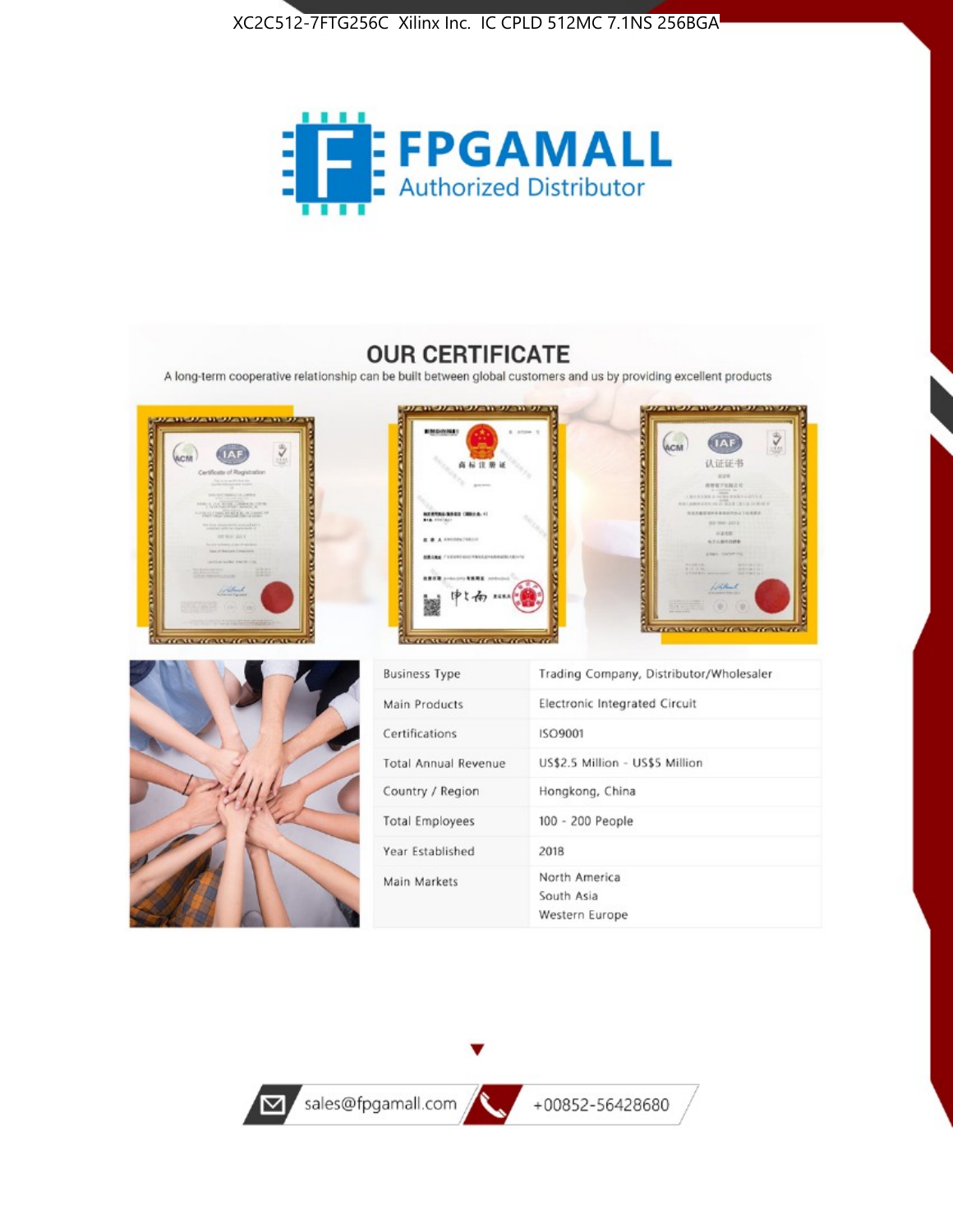FPGAMALL
Authorized Distributor

## OUR CERTIFICATE

A long-term cooperative relationship can be built between global customers and us by providing excellent products

| | |
|---|---|
| Business Type | Trading Company, Distributor/Wholesaler |
| Main Products | Electronic Integrated Circuit |
| Certifications | ISO9001 |
| Total Annual Revenue | US$2.5 Million - US$5 Million |
| Country / Region | Hongkong, China |
| Total Employees | 100 - 200 People |
| Year Established | 2018 |
| Main Markets | North America<br>South Asia<br>Western Europe |

sales@fpgamall.com  +00852-56428680